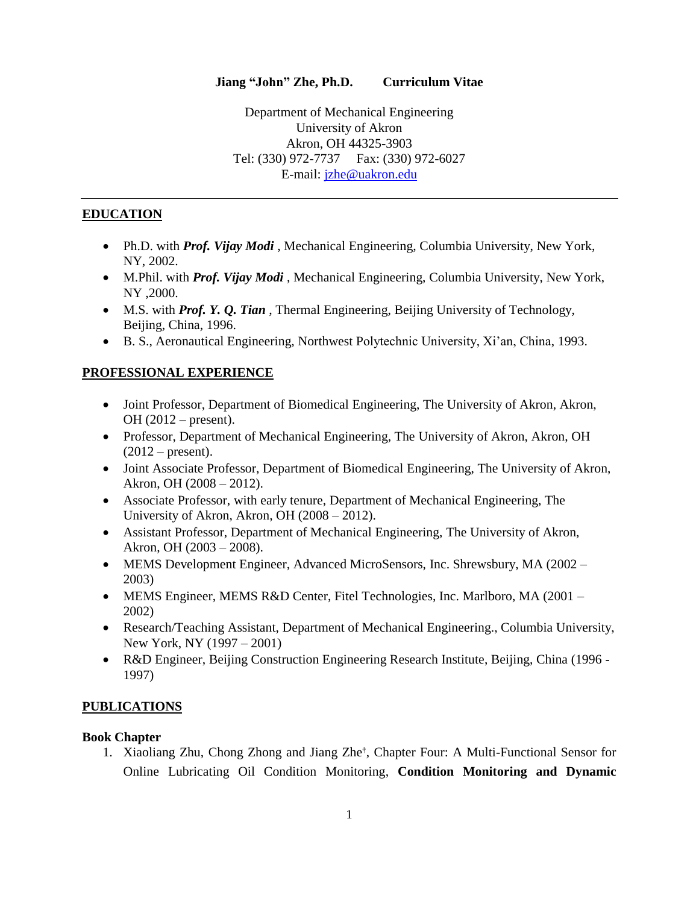**Jiang "John" Zhe, Ph.D. Curriculum Vitae**

Department of Mechanical Engineering
University of Akron
Akron, OH 44325-3903
Tel: (330) 972-7737 Fax: (330) 972-6027
E-mail: jzhe@uakron.edu

---

## EDUCATION

- Ph.D. with ***Prof. Vijay Modi*** , Mechanical Engineering, Columbia University, New York, NY, 2002.
- M.Phil. with ***Prof. Vijay Modi*** , Mechanical Engineering, Columbia University, New York, NY ,2000.
- M.S. with ***Prof. Y. Q. Tian*** , Thermal Engineering, Beijing University of Technology, Beijing, China, 1996.
- B. S., Aeronautical Engineering, Northwest Polytechnic University, Xi'an, China, 1993.

## PROFESSIONAL EXPERIENCE

- Joint Professor, Department of Biomedical Engineering, The University of Akron, Akron, OH (2012 – present).
- Professor, Department of Mechanical Engineering, The University of Akron, Akron, OH (2012 – present).
- Joint Associate Professor, Department of Biomedical Engineering, The University of Akron, Akron, OH (2008 – 2012).
- Associate Professor, with early tenure, Department of Mechanical Engineering, The University of Akron, Akron, OH (2008 – 2012).
- Assistant Professor, Department of Mechanical Engineering, The University of Akron, Akron, OH (2003 – 2008).
- MEMS Development Engineer, Advanced MicroSensors, Inc. Shrewsbury, MA (2002 – 2003)
- MEMS Engineer, MEMS R&D Center, Fitel Technologies, Inc. Marlboro, MA (2001 – 2002)
- Research/Teaching Assistant, Department of Mechanical Engineering., Columbia University, New York, NY (1997 – 2001)
- R&D Engineer, Beijing Construction Engineering Research Institute, Beijing, China (1996 - 1997)

## PUBLICATIONS

### Book Chapter

1. Xiaoliang Zhu, Chong Zhong and Jiang Zhe[†], Chapter Four: A Multi-Functional Sensor for Online Lubricating Oil Condition Monitoring, **Condition Monitoring and Dynamic**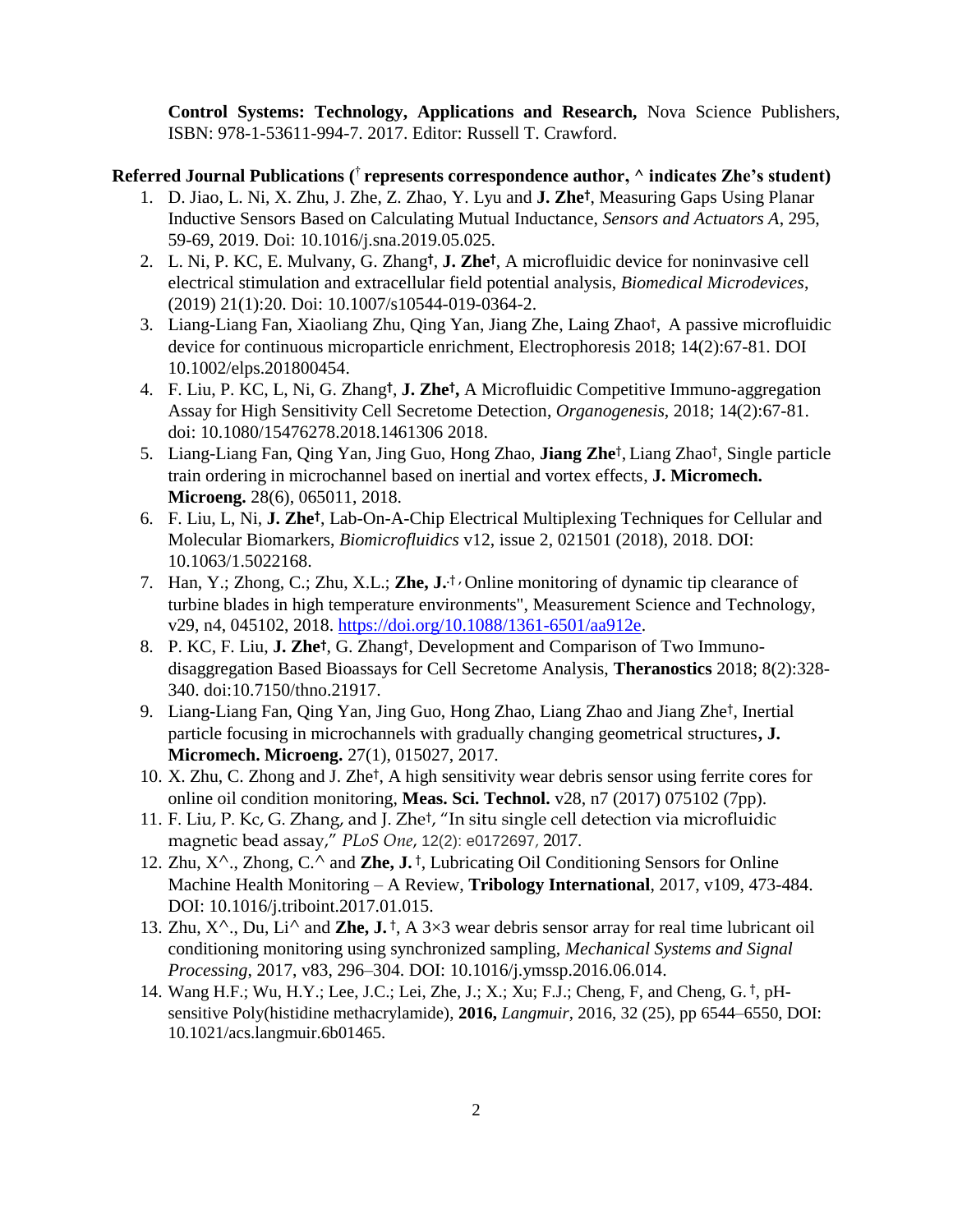**Control Systems: Technology, Applications and Research,** Nova Science Publishers, ISBN: 978-1-53611-994-7. 2017. Editor: Russell T. Crawford.

**Referred Journal Publications († represents correspondence author, ^ indicates Zhe's student)**

1. D. Jiao, L. Ni, X. Zhu, J. Zhe, Z. Zhao, Y. Lyu and **J. Zhe†**, Measuring Gaps Using Planar Inductive Sensors Based on Calculating Mutual Inductance, *Sensors and Actuators A*, 295, 59-69, 2019. Doi: 10.1016/j.sna.2019.05.025.
2. L. Ni, P. KC, E. Mulvany, G. Zhang**†**, **J. Zhe†**, A microfluidic device for noninvasive cell electrical stimulation and extracellular field potential analysis, *Biomedical Microdevices*, (2019) 21(1):20. Doi: 10.1007/s10544-019-0364-2.
3. Liang-Liang Fan, Xiaoliang Zhu, Qing Yan, Jiang Zhe, Laing Zhao†, A passive microfluidic device for continuous microparticle enrichment, Electrophoresis 2018; 14(2):67-81. DOI 10.1002/elps.201800454.
4. F. Liu, P. KC, L, Ni, G. Zhang**†**, **J. Zhe†,** A Microfluidic Competitive Immuno-aggregation Assay for High Sensitivity Cell Secretome Detection, *Organogenesis*, 2018; 14(2):67-81. doi: 10.1080/15476278.2018.1461306 2018.
5. Liang-Liang Fan, Qing Yan, Jing Guo, Hong Zhao, **Jiang Zhe†**, Liang Zhao†, Single particle train ordering in microchannel based on inertial and vortex effects, **J. Micromech. Microeng.** 28(6), 065011, 2018.
6. F. Liu, L, Ni, **J. Zhe†**, Lab-On-A-Chip Electrical Multiplexing Techniques for Cellular and Molecular Biomarkers, *Biomicrofluidics* v12, issue 2, 021501 (2018), 2018. DOI: 10.1063/1.5022168.
7. Han, Y.; Zhong, C.; Zhu, X.L.; **Zhe, J.**†, Online monitoring of dynamic tip clearance of turbine blades in high temperature environments", Measurement Science and Technology, v29, n4, 045102, 2018. https://doi.org/10.1088/1361-6501/aa912e.
8. P. KC, F. Liu, **J. Zhe†**, G. Zhang†, Development and Comparison of Two Immuno-disaggregation Based Bioassays for Cell Secretome Analysis, **Theranostics** 2018; 8(2):328-340. doi:10.7150/thno.21917.
9. Liang-Liang Fan, Qing Yan, Jing Guo, Hong Zhao, Liang Zhao and Jiang Zhe†, Inertial particle focusing in microchannels with gradually changing geometrical structures**, J. Micromech. Microeng.** 27(1), 015027, 2017.
10. X. Zhu, C. Zhong and J. Zhe†, A high sensitivity wear debris sensor using ferrite cores for online oil condition monitoring, **Meas. Sci. Technol.** v28, n7 (2017) 075102 (7pp).
11. F. Liu, P. Kc, G. Zhang, and J. Zhe†, "In situ single cell detection via microfluidic magnetic bead assay," *PLoS One*, 12(2): e0172697, 2017.
12. Zhu, X^., Zhong, C.^ and **Zhe, J.** †, Lubricating Oil Conditioning Sensors for Online Machine Health Monitoring – A Review, **Tribology International**, 2017, v109, 473-484. DOI: 10.1016/j.triboint.2017.01.015.
13. Zhu, X^., Du, Li^ and **Zhe, J.** †, A 3×3 wear debris sensor array for real time lubricant oil conditioning monitoring using synchronized sampling, *Mechanical Systems and Signal Processing*, 2017, v83, 296–304. DOI: 10.1016/j.ymssp.2016.06.014.
14. Wang H.F.; Wu, H.Y.; Lee, J.C.; Lei, Zhe, J.; X.; Xu; F.J.; Cheng, F, and Cheng, G. †, pH-sensitive Poly(histidine methacrylamide), **2016,** *Langmuir*, 2016, 32 (25), pp 6544–6550, DOI: 10.1021/acs.langmuir.6b01465.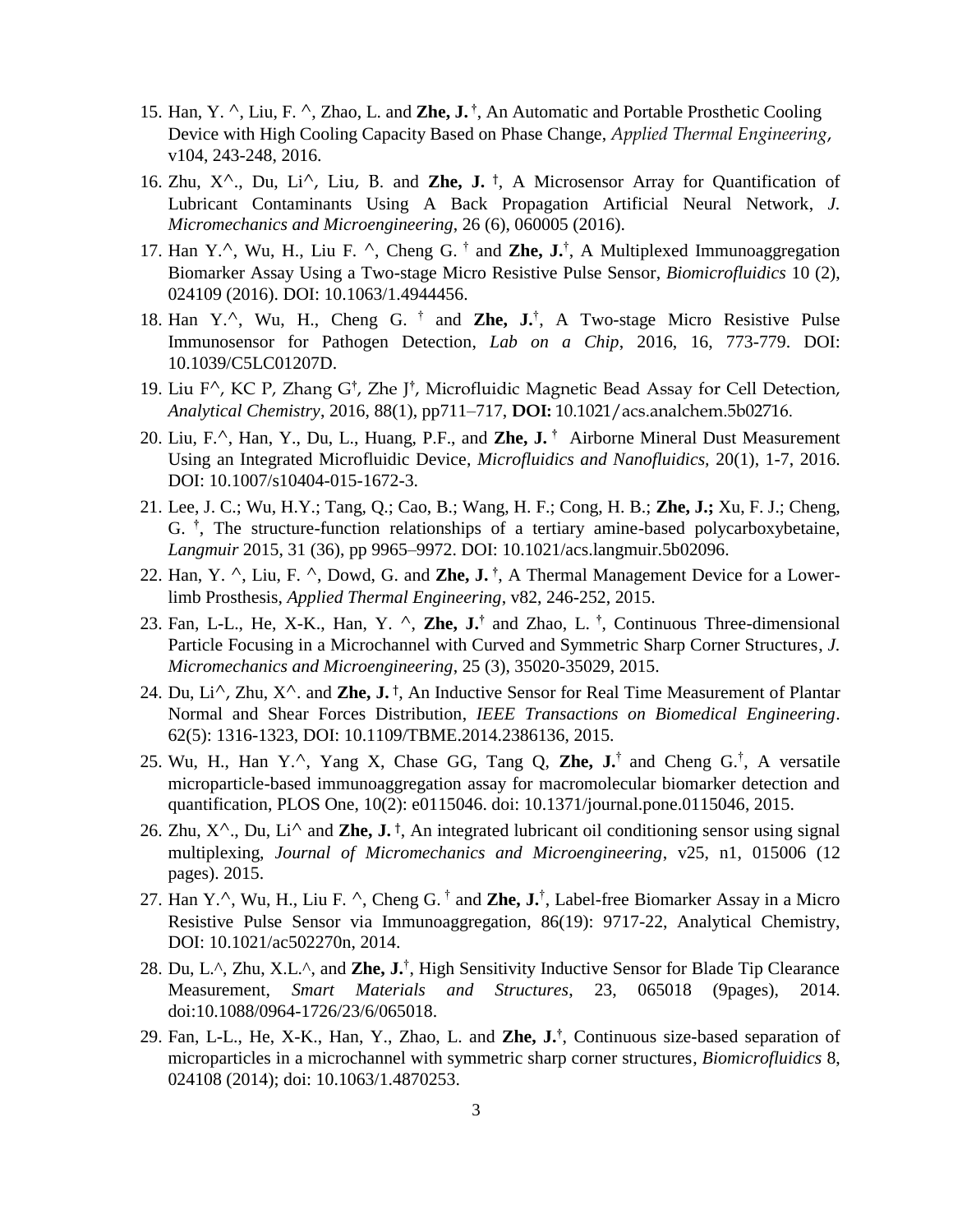15. Han, Y. ^, Liu, F. ^, Zhao, L. and **Zhe, J.** †, An Automatic and Portable Prosthetic Cooling Device with High Cooling Capacity Based on Phase Change, *Applied Thermal Engineering*, v104, 243-248, 2016.

16. Zhu, X^., Du, Li^, Liu, B. and **Zhe, J.** †, A Microsensor Array for Quantification of Lubricant Contaminants Using A Back Propagation Artificial Neural Network, *J. Micromechanics and Microengineering*, 26 (6), 060005 (2016).

17. Han Y.^, Wu, H., Liu F. ^, Cheng G. † and **Zhe, J.**†, A Multiplexed Immunoaggregation Biomarker Assay Using a Two-stage Micro Resistive Pulse Sensor, *Biomicrofluidics* 10 (2), 024109 (2016). DOI: 10.1063/1.4944456.

18. Han Y.^, Wu, H., Cheng G. † and **Zhe, J.**†, A Two-stage Micro Resistive Pulse Immunosensor for Pathogen Detection, *Lab on a Chip*, 2016, 16, 773-779. DOI: 10.1039/C5LC01207D.

19. Liu F^, KC P, Zhang G†, Zhe J†, Microfluidic Magnetic Bead Assay for Cell Detection, *Analytical Chemistry*, 2016, 88(1), pp711–717, **DOI:** 10.1021/acs.analchem.5b02716.

20. Liu, F.^, Han, Y., Du, L., Huang, P.F., and **Zhe, J.** † Airborne Mineral Dust Measurement Using an Integrated Microfluidic Device, *Microfluidics and Nanofluidics*, 20(1), 1-7, 2016. DOI: 10.1007/s10404-015-1672-3.

21. Lee, J. C.; Wu, H.Y.; Tang, Q.; Cao, B.; Wang, H. F.; Cong, H. B.; **Zhe, J.;** Xu, F. J.; Cheng, G. †, The structure-function relationships of a tertiary amine-based polycarboxybetaine, *Langmuir* 2015, 31 (36), pp 9965–9972. DOI: 10.1021/acs.langmuir.5b02096.

22. Han, Y. ^, Liu, F. ^, Dowd, G. and **Zhe, J.** †, A Thermal Management Device for a Lower-limb Prosthesis, *Applied Thermal Engineering*, v82, 246-252, 2015.

23. Fan, L-L., He, X-K., Han, Y. ^, **Zhe, J.**† and Zhao, L. †, Continuous Three-dimensional Particle Focusing in a Microchannel with Curved and Symmetric Sharp Corner Structures, *J. Micromechanics and Microengineering*, 25 (3), 35020-35029, 2015.

24. Du, Li^, Zhu, X^. and **Zhe, J.** †, An Inductive Sensor for Real Time Measurement of Plantar Normal and Shear Forces Distribution, *IEEE Transactions on Biomedical Engineering*. 62(5): 1316-1323, DOI: 10.1109/TBME.2014.2386136, 2015.

25. Wu, H., Han Y.^, Yang X, Chase GG, Tang Q, **Zhe, J.**† and Cheng G.†, A versatile microparticle-based immunoaggregation assay for macromolecular biomarker detection and quantification, PLOS One, 10(2): e0115046. doi: 10.1371/journal.pone.0115046, 2015.

26. Zhu, X^., Du, Li^ and **Zhe, J.** †, An integrated lubricant oil conditioning sensor using signal multiplexing, *Journal of Micromechanics and Microengineering*, v25, n1, 015006 (12 pages). 2015.

27. Han Y.^, Wu, H., Liu F. ^, Cheng G. † and **Zhe, J.**†, Label-free Biomarker Assay in a Micro Resistive Pulse Sensor via Immunoaggregation, 86(19): 9717-22, Analytical Chemistry, DOI: 10.1021/ac502270n, 2014.

28. Du, L.^, Zhu, X.L.^, and **Zhe, J.**†, High Sensitivity Inductive Sensor for Blade Tip Clearance Measurement, *Smart Materials and Structures*, 23, 065018 (9pages), 2014. doi:10.1088/0964-1726/23/6/065018.

29. Fan, L-L., He, X-K., Han, Y., Zhao, L. and **Zhe, J.**†, Continuous size-based separation of microparticles in a microchannel with symmetric sharp corner structures, *Biomicrofluidics* 8, 024108 (2014); doi: 10.1063/1.4870253.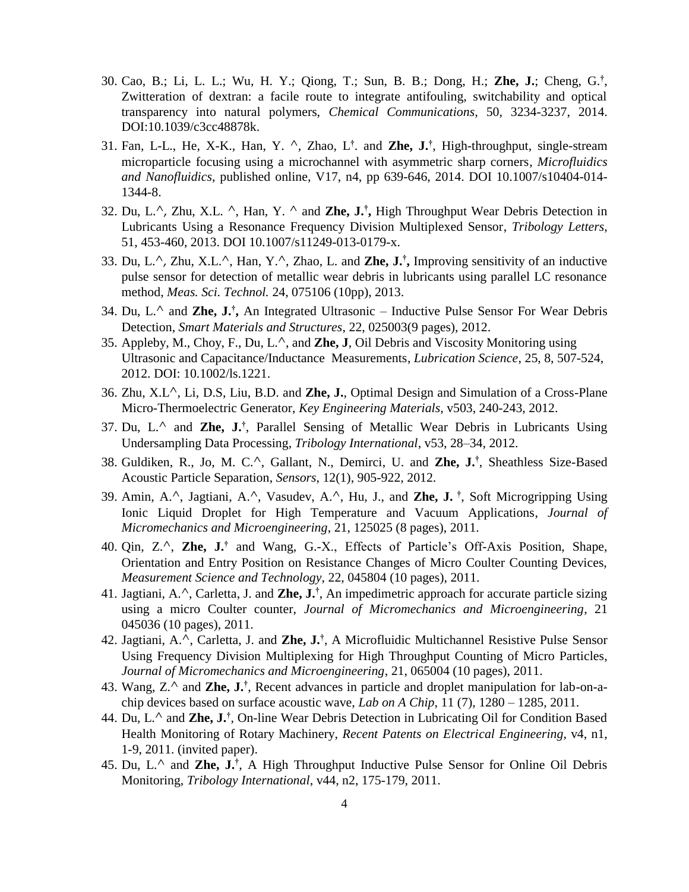30. Cao, B.; Li, L. L.; Wu, H. Y.; Qiong, T.; Sun, B. B.; Dong, H.; **Zhe, J.**; Cheng, G.[†], Zwitteration of dextran: a facile route to integrate antifouling, switchability and optical transparency into natural polymers, *Chemical Communications*, 50, 3234-3237, 2014. DOI:10.1039/c3cc48878k.
31. Fan, L-L., He, X-K., Han, Y. ^, Zhao, L[†]. and **Zhe, J.**[†], High-throughput, single-stream microparticle focusing using a microchannel with asymmetric sharp corners, *Microfluidics and Nanofluidics*, published online, V17, n4, pp 639-646, 2014. DOI 10.1007/s10404-014-1344-8.
32. Du, L.^, Zhu, X.L. ^, Han, Y. ^ and **Zhe, J.**[†]**,** High Throughput Wear Debris Detection in Lubricants Using a Resonance Frequency Division Multiplexed Sensor, *Tribology Letters*, 51, 453-460, 2013. DOI 10.1007/s11249-013-0179-x.
33. Du, L.^, Zhu, X.L.^, Han, Y.^, Zhao, L. and **Zhe, J.**[†]**,** Improving sensitivity of an inductive pulse sensor for detection of metallic wear debris in lubricants using parallel LC resonance method, *Meas. Sci. Technol.* 24, 075106 (10pp), 2013.
34. Du, L.^ and **Zhe, J.**[†]**,** An Integrated Ultrasonic – Inductive Pulse Sensor For Wear Debris Detection, *Smart Materials and Structures*, 22, 025003(9 pages), 2012.
35. Appleby, M., Choy, F., Du, L.^, and **Zhe, J**, Oil Debris and Viscosity Monitoring using Ultrasonic and Capacitance/Inductance Measurements, *Lubrication Science*, 25, 8, 507-524, 2012. DOI: 10.1002/ls.1221.
36. Zhu, X.L^, Li, D.S, Liu, B.D. and **Zhe, J.**, Optimal Design and Simulation of a Cross-Plane Micro-Thermoelectric Generator, *Key Engineering Materials*, v503, 240-243, 2012.
37. Du, L.^ and **Zhe, J.**[†], Parallel Sensing of Metallic Wear Debris in Lubricants Using Undersampling Data Processing, *Tribology International*, v53, 28–34, 2012.
38. Guldiken, R., Jo, M. C.^, Gallant, N., Demirci, U. and **Zhe, J.**[†], Sheathless Size-Based Acoustic Particle Separation, *Sensors*, 12(1), 905-922, 2012.
39. Amin, A.^, Jagtiani, A.^, Vasudev, A.^, Hu, J., and **Zhe, J.** [†], Soft Microgripping Using Ionic Liquid Droplet for High Temperature and Vacuum Applications, *Journal of Micromechanics and Microengineering*, 21, 125025 (8 pages), 2011.
40. Qin, Z.^, **Zhe, J.**[†] and Wang, G.-X., Effects of Particle's Off-Axis Position, Shape, Orientation and Entry Position on Resistance Changes of Micro Coulter Counting Devices, *Measurement Science and Technology*, 22, 045804 (10 pages), 2011.
41. Jagtiani, A.^, Carletta, J. and **Zhe, J.**[†], An impedimetric approach for accurate particle sizing using a micro Coulter counter, *Journal of Micromechanics and Microengineering*, 21 045036 (10 pages), 2011.
42. Jagtiani, A.^, Carletta, J. and **Zhe, J.**[†], A Microfluidic Multichannel Resistive Pulse Sensor Using Frequency Division Multiplexing for High Throughput Counting of Micro Particles, *Journal of Micromechanics and Microengineering*, 21, 065004 (10 pages), 2011.
43. Wang, Z.^ and **Zhe, J.**[†], Recent advances in particle and droplet manipulation for lab-on-a-chip devices based on surface acoustic wave, *Lab on A Chip*, 11 (7), 1280 – 1285, 2011.
44. Du, L.^ and **Zhe, J.**[†], On-line Wear Debris Detection in Lubricating Oil for Condition Based Health Monitoring of Rotary Machinery, *Recent Patents on Electrical Engineering*, v4, n1, 1-9, 2011. (invited paper).
45. Du, L.^ and **Zhe, J.**[†], A High Throughput Inductive Pulse Sensor for Online Oil Debris Monitoring, *Tribology International*, v44, n2, 175-179, 2011.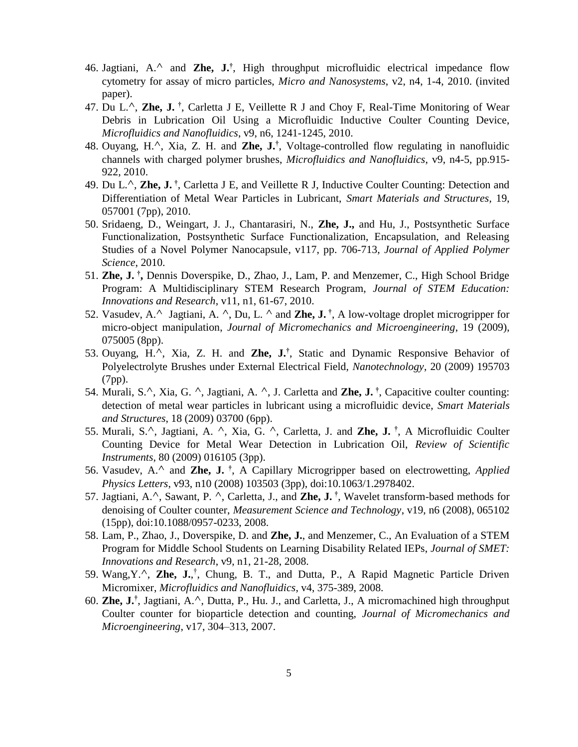46. Jagtiani, A.^ and **Zhe, J.**[†], High throughput microfluidic electrical impedance flow cytometry for assay of micro particles, *Micro and Nanosystems*, v2, n4, 1-4, 2010. (invited paper).
47. Du L.^, **Zhe, J.** [†], Carletta J E, Veillette R J and Choy F, Real-Time Monitoring of Wear Debris in Lubrication Oil Using a Microfluidic Inductive Coulter Counting Device, *Microfluidics and Nanofluidics*, v9, n6, 1241-1245, 2010.
48. Ouyang, H.^, Xia, Z. H. and **Zhe, J.**[†], Voltage-controlled flow regulating in nanofluidic channels with charged polymer brushes, *Microfluidics and Nanofluidics*, v9, n4-5, pp.915-922, 2010.
49. Du L.^, **Zhe, J.** [†], Carletta J E, and Veillette R J, Inductive Coulter Counting: Detection and Differentiation of Metal Wear Particles in Lubricant, *Smart Materials and Structures*, 19, 057001 (7pp), 2010.
50. Sridaeng, D., Weingart, J. J., Chantarasiri, N., **Zhe, J.,** and Hu, J., Postsynthetic Surface Functionalization, Postsynthetic Surface Functionalization, Encapsulation, and Releasing Studies of a Novel Polymer Nanocapsule, v117, pp. 706-713, *Journal of Applied Polymer Science*, 2010.
51. **Zhe, J.** [†]**,** Dennis Doverspike, D., Zhao, J., Lam, P. and Menzemer, C., High School Bridge Program: A Multidisciplinary STEM Research Program, *Journal of STEM Education: Innovations and Research*, v11, n1, 61-67, 2010.
52. Vasudev, A.^ Jagtiani, A. ^, Du, L. ^ and **Zhe, J.** [†], A low-voltage droplet microgripper for micro-object manipulation, *Journal of Micromechanics and Microengineering*, 19 (2009), 075005 (8pp).
53. Ouyang, H.^, Xia, Z. H. and **Zhe, J.**[†], Static and Dynamic Responsive Behavior of Polyelectrolyte Brushes under External Electrical Field, *Nanotechnology*, 20 (2009) 195703 (7pp).
54. Murali, S.^, Xia, G. ^, Jagtiani, A. ^, J. Carletta and **Zhe, J.** [†], Capacitive coulter counting: detection of metal wear particles in lubricant using a microfluidic device, *Smart Materials and Structures*, 18 (2009) 03700 (6pp).
55. Murali, S.^, Jagtiani, A. ^, Xia, G. ^, Carletta, J. and **Zhe, J.** [†], A Microfluidic Coulter Counting Device for Metal Wear Detection in Lubrication Oil, *Review of Scientific Instruments*, 80 (2009) 016105 (3pp).
56. Vasudev, A.^ and **Zhe, J.** [†], A Capillary Microgripper based on electrowetting, *Applied Physics Letters*, v93, n10 (2008) 103503 (3pp), doi:10.1063/1.2978402.
57. Jagtiani, A.^, Sawant, P. ^, Carletta, J., and **Zhe, J.** [†], Wavelet transform-based methods for denoising of Coulter counter, *Measurement Science and Technology*, v19, n6 (2008), 065102 (15pp), doi:10.1088/0957-0233, 2008.
58. Lam, P., Zhao, J., Doverspike, D. and **Zhe, J.**, and Menzemer, C., An Evaluation of a STEM Program for Middle School Students on Learning Disability Related IEPs, *Journal of SMET: Innovations and Research*, v9, n1, 21-28, 2008.
59. Wang,Y.^, **Zhe, J.**,[†], Chung, B. T., and Dutta, P., A Rapid Magnetic Particle Driven Micromixer, *Microfluidics and Nanofluidics*, v4, 375-389, 2008.
60. **Zhe, J.**[†], Jagtiani, A.^, Dutta, P., Hu. J., and Carletta, J., A micromachined high throughput Coulter counter for bioparticle detection and counting, *Journal of Micromechanics and Microengineering*, v17, 304–313, 2007.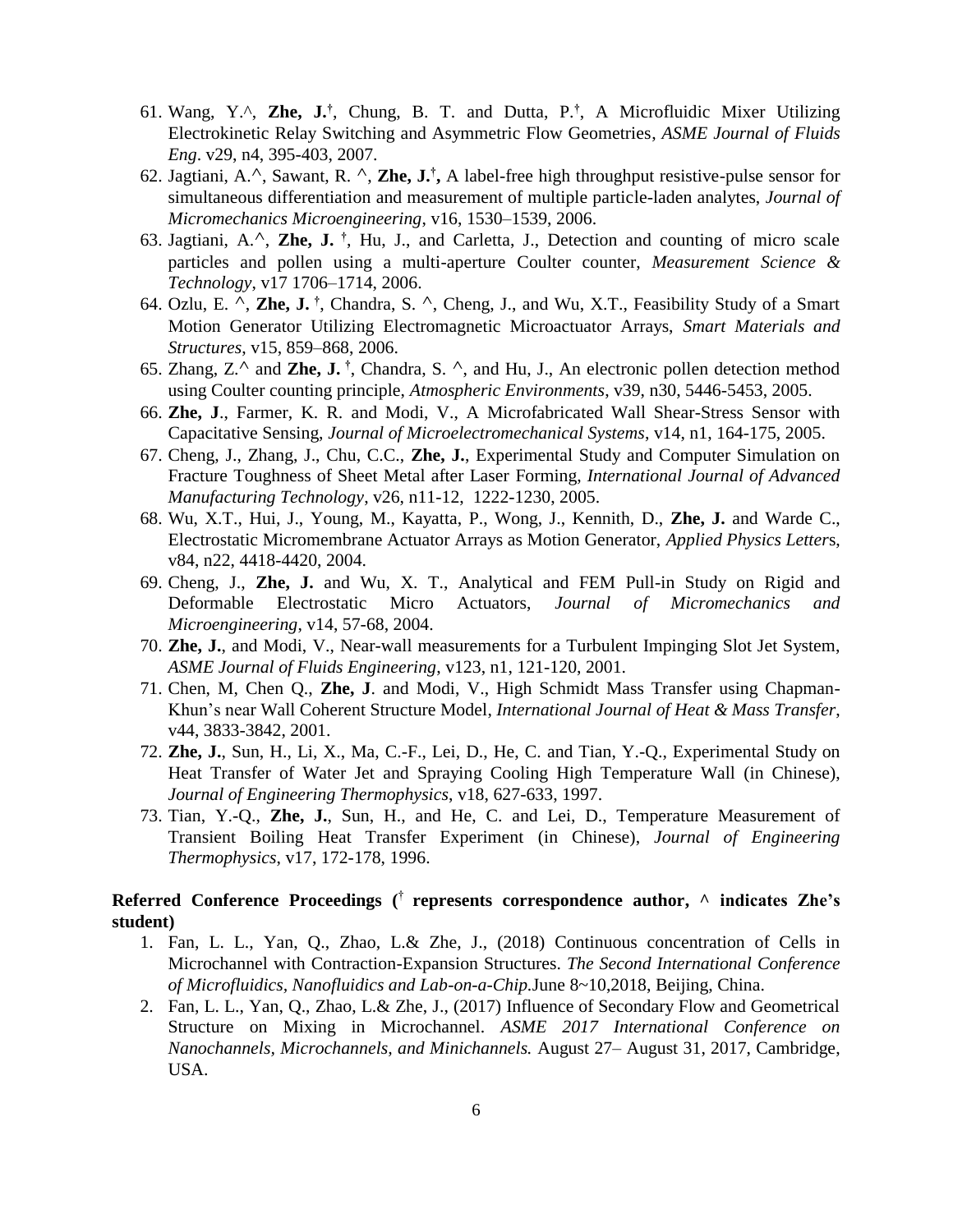61. Wang, Y.^, **Zhe, J.**[†], Chung, B. T. and Dutta, P.[†], A Microfluidic Mixer Utilizing Electrokinetic Relay Switching and Asymmetric Flow Geometries, *ASME Journal of Fluids Eng*. v29, n4, 395-403, 2007.
62. Jagtiani, A.^, Sawant, R. ^, **Zhe, J.[†],** A label-free high throughput resistive-pulse sensor for simultaneous differentiation and measurement of multiple particle-laden analytes, *Journal of Micromechanics Microengineering*, v16, 1530–1539, 2006.
63. Jagtiani, A.^, **Zhe, J.** [†], Hu, J., and Carletta, J., Detection and counting of micro scale particles and pollen using a multi-aperture Coulter counter, *Measurement Science & Technology*, v17 1706–1714, 2006.
64. Ozlu, E. ^, **Zhe, J.** [†], Chandra, S. ^, Cheng, J., and Wu, X.T., Feasibility Study of a Smart Motion Generator Utilizing Electromagnetic Microactuator Arrays, *Smart Materials and Structures*, v15, 859–868, 2006.
65. Zhang, Z.^ and **Zhe, J.** [†], Chandra, S. ^, and Hu, J., An electronic pollen detection method using Coulter counting principle, *Atmospheric Environments*, v39, n30, 5446-5453, 2005.
66. **Zhe, J**., Farmer, K. R. and Modi, V., A Microfabricated Wall Shear-Stress Sensor with Capacitative Sensing, *Journal of Microelectromechanical Systems*, v14, n1, 164-175, 2005.
67. Cheng, J., Zhang, J., Chu, C.C., **Zhe, J.**, Experimental Study and Computer Simulation on Fracture Toughness of Sheet Metal after Laser Forming, *International Journal of Advanced Manufacturing Technology*, v26, n11-12, 1222-1230, 2005.
68. Wu, X.T., Hui, J., Young, M., Kayatta, P., Wong, J., Kennith, D., **Zhe, J.** and Warde C., Electrostatic Micromembrane Actuator Arrays as Motion Generator, *Applied Physics Letters*, v84, n22, 4418-4420, 2004.
69. Cheng, J., **Zhe, J.** and Wu, X. T., Analytical and FEM Pull-in Study on Rigid and Deformable Electrostatic Micro Actuators, *Journal of Micromechanics and Microengineering*, v14, 57-68, 2004.
70. **Zhe, J.**, and Modi, V., Near-wall measurements for a Turbulent Impinging Slot Jet System, *ASME Journal of Fluids Engineering*, v123, n1, 121-120, 2001.
71. Chen, M, Chen Q., **Zhe, J**. and Modi, V., High Schmidt Mass Transfer using Chapman-Khun's near Wall Coherent Structure Model, *International Journal of Heat & Mass Transfer*, v44, 3833-3842, 2001.
72. **Zhe, J.**, Sun, H., Li, X., Ma, C.-F., Lei, D., He, C. and Tian, Y.-Q., Experimental Study on Heat Transfer of Water Jet and Spraying Cooling High Temperature Wall (in Chinese), *Journal of Engineering Thermophysics*, v18, 627-633, 1997.
73. Tian, Y.-Q., **Zhe, J.**, Sun, H., and He, C. and Lei, D., Temperature Measurement of Transient Boiling Heat Transfer Experiment (in Chinese), *Journal of Engineering Thermophysics*, v17, 172-178, 1996.

**Referred Conference Proceedings ([†] represents correspondence author, ^ indicates Zhe's student)**

1. Fan, L. L., Yan, Q., Zhao, L.& Zhe, J., (2018) Continuous concentration of Cells in Microchannel with Contraction-Expansion Structures. *The Second International Conference of Microfluidics, Nanofluidics and Lab-on-a-Chip.*June 8~10,2018, Beijing, China.
2. Fan, L. L., Yan, Q., Zhao, L.& Zhe, J., (2017) Influence of Secondary Flow and Geometrical Structure on Mixing in Microchannel. *ASME 2017 International Conference on Nanochannels, Microchannels, and Minichannels.* August 27– August 31, 2017, Cambridge, USA.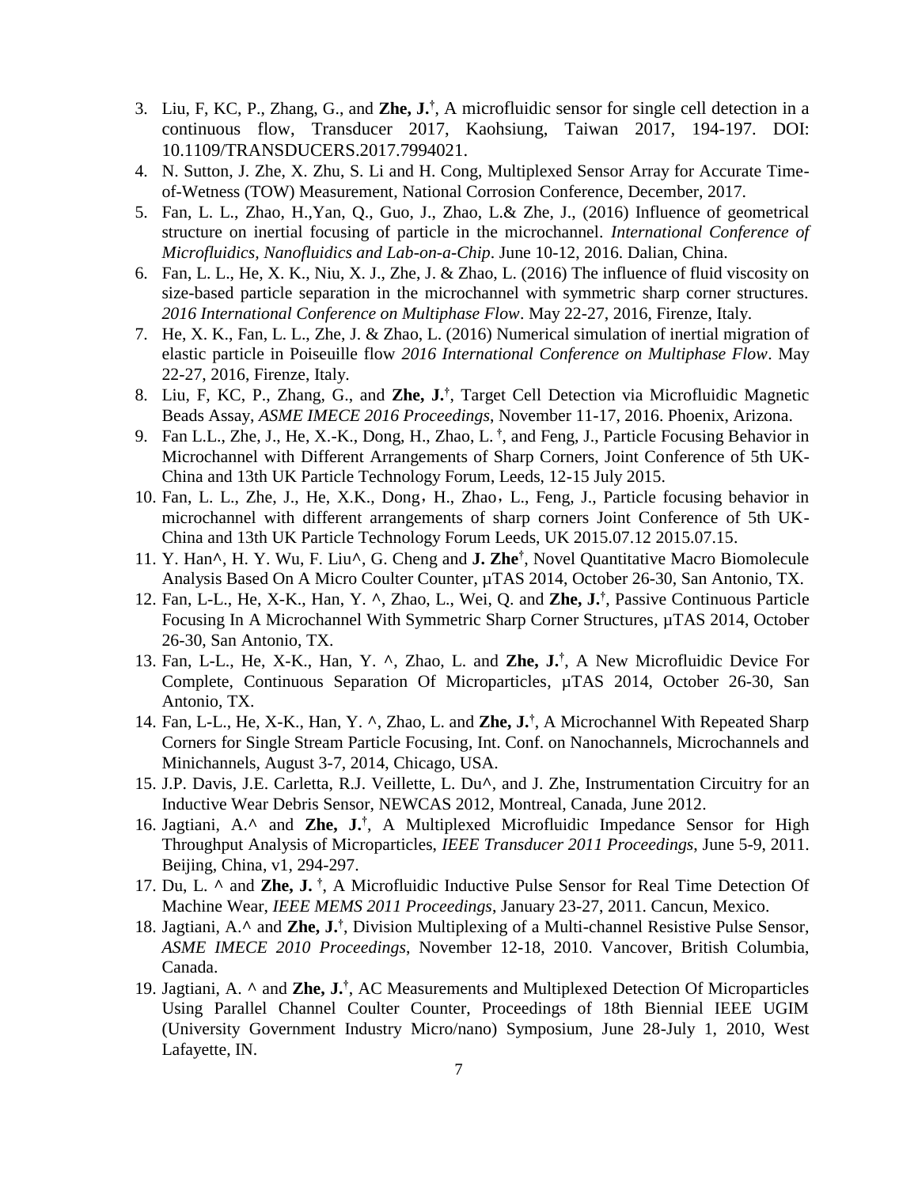3. Liu, F, KC, P., Zhang, G., and **Zhe, J.**†, A microfluidic sensor for single cell detection in a continuous flow, Transducer 2017, Kaohsiung, Taiwan 2017, 194-197. DOI: 10.1109/TRANSDUCERS.2017.7994021.
4. N. Sutton, J. Zhe, X. Zhu, S. Li and H. Cong, Multiplexed Sensor Array for Accurate Time-of-Wetness (TOW) Measurement, National Corrosion Conference, December, 2017.
5. Fan, L. L., Zhao, H.,Yan, Q., Guo, J., Zhao, L.& Zhe, J., (2016) Influence of geometrical structure on inertial focusing of particle in the microchannel. *International Conference of Microfluidics, Nanofluidics and Lab-on-a-Chip*. June 10-12, 2016. Dalian, China.
6. Fan, L. L., He, X. K., Niu, X. J., Zhe, J. & Zhao, L. (2016) The influence of fluid viscosity on size-based particle separation in the microchannel with symmetric sharp corner structures. *2016 International Conference on Multiphase Flow*. May 22-27, 2016, Firenze, Italy.
7. He, X. K., Fan, L. L., Zhe, J. & Zhao, L. (2016) Numerical simulation of inertial migration of elastic particle in Poiseuille flow *2016 International Conference on Multiphase Flow*. May 22-27, 2016, Firenze, Italy.
8. Liu, F, KC, P., Zhang, G., and **Zhe, J.**†, Target Cell Detection via Microfluidic Magnetic Beads Assay, *ASME IMECE 2016 Proceedings*, November 11-17, 2016. Phoenix, Arizona.
9. Fan L.L., Zhe, J., He, X.-K., Dong, H., Zhao, L. †, and Feng, J., Particle Focusing Behavior in Microchannel with Different Arrangements of Sharp Corners, Joint Conference of 5th UK-China and 13th UK Particle Technology Forum, Leeds, 12-15 July 2015.
10. Fan, L. L., Zhe, J., He, X.K., Dong，H., Zhao，L., Feng, J., Particle focusing behavior in microchannel with different arrangements of sharp corners Joint Conference of 5th UK-China and 13th UK Particle Technology Forum Leeds, UK 2015.07.12 2015.07.15.
11. Y. Han^, H. Y. Wu, F. Liu^, G. Cheng and **J. Zhe**†, Novel Quantitative Macro Biomolecule Analysis Based On A Micro Coulter Counter, µTAS 2014, October 26-30, San Antonio, TX.
12. Fan, L-L., He, X-K., Han, Y. ^, Zhao, L., Wei, Q. and **Zhe, J.**†, Passive Continuous Particle Focusing In A Microchannel With Symmetric Sharp Corner Structures, µTAS 2014, October 26-30, San Antonio, TX.
13. Fan, L-L., He, X-K., Han, Y. ^, Zhao, L. and **Zhe, J.**†, A New Microfluidic Device For Complete, Continuous Separation Of Microparticles, µTAS 2014, October 26-30, San Antonio, TX.
14. Fan, L-L., He, X-K., Han, Y. ^, Zhao, L. and **Zhe, J.**†, A Microchannel With Repeated Sharp Corners for Single Stream Particle Focusing, Int. Conf. on Nanochannels, Microchannels and Minichannels, August 3-7, 2014, Chicago, USA.
15. J.P. Davis, J.E. Carletta, R.J. Veillette, L. Du^, and J. Zhe, Instrumentation Circuitry for an Inductive Wear Debris Sensor, NEWCAS 2012, Montreal, Canada, June 2012.
16. Jagtiani, A.^ and **Zhe, J.**†, A Multiplexed Microfluidic Impedance Sensor for High Throughput Analysis of Microparticles, *IEEE Transducer 2011 Proceedings*, June 5-9, 2011. Beijing, China, v1, 294-297.
17. Du, L. ^ and **Zhe, J.** †, A Microfluidic Inductive Pulse Sensor for Real Time Detection Of Machine Wear, *IEEE MEMS 2011 Proceedings*, January 23-27, 2011. Cancun, Mexico.
18. Jagtiani, A.^ and **Zhe, J.**†, Division Multiplexing of a Multi-channel Resistive Pulse Sensor, *ASME IMECE 2010 Proceedings*, November 12-18, 2010. Vancover, British Columbia, Canada.
19. Jagtiani, A. ^ and **Zhe, J.**†, AC Measurements and Multiplexed Detection Of Microparticles Using Parallel Channel Coulter Counter, Proceedings of 18th Biennial IEEE UGIM (University Government Industry Micro/nano) Symposium, June 28-July 1, 2010, West Lafayette, IN.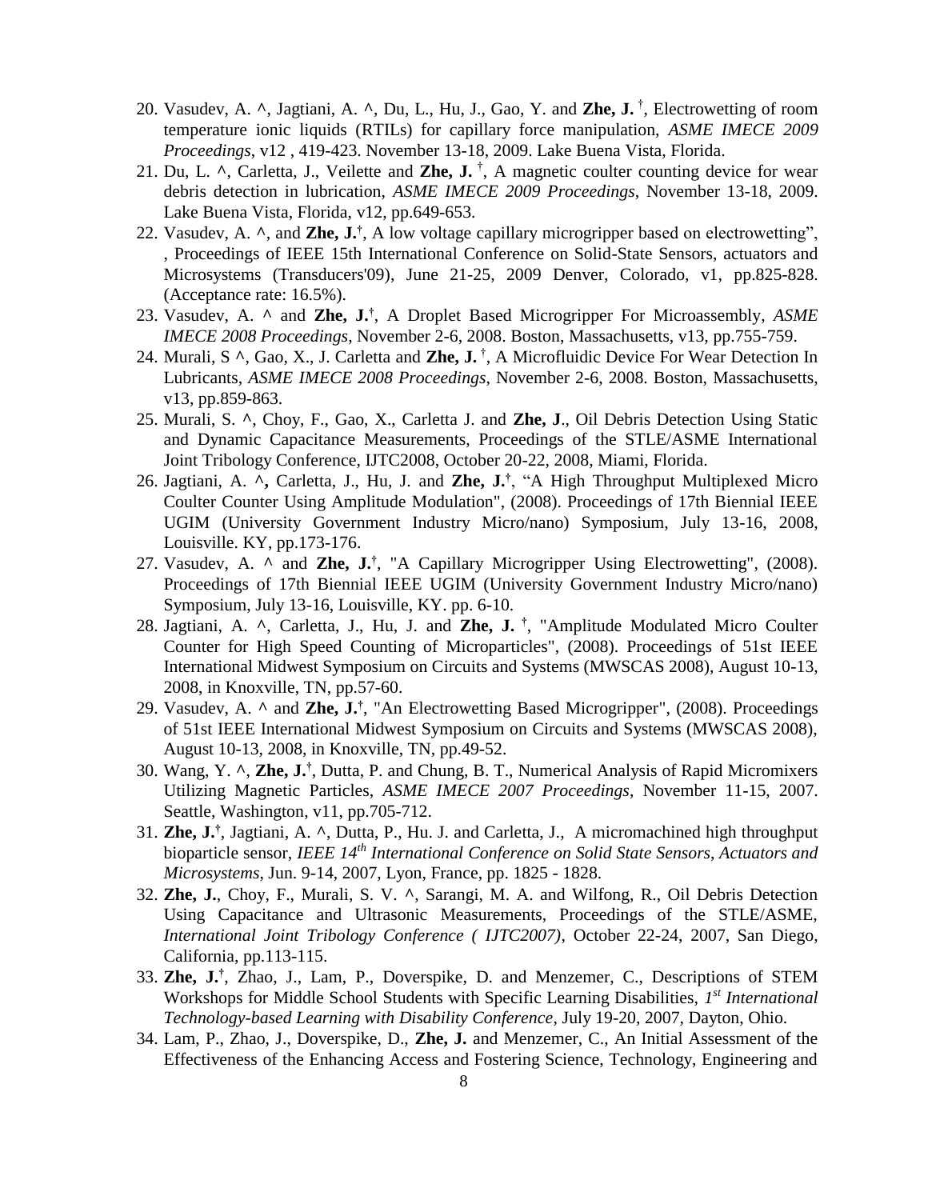20. Vasudev, A. ^, Jagtiani, A. ^, Du, L., Hu, J., Gao, Y. and **Zhe, J.** †, Electrowetting of room temperature ionic liquids (RTILs) for capillary force manipulation, *ASME IMECE 2009 Proceedings*, v12 , 419-423. November 13-18, 2009. Lake Buena Vista, Florida.
21. Du, L. ^, Carletta, J., Veilette and **Zhe, J.** †, A magnetic coulter counting device for wear debris detection in lubrication, *ASME IMECE 2009 Proceedings*, November 13-18, 2009. Lake Buena Vista, Florida, v12, pp.649-653.
22. Vasudev, A. ^, and **Zhe, J.**†, A low voltage capillary microgripper based on electrowetting", , Proceedings of IEEE 15th International Conference on Solid-State Sensors, actuators and Microsystems (Transducers'09), June 21-25, 2009 Denver, Colorado, v1, pp.825-828. (Acceptance rate: 16.5%).
23. Vasudev, A. ^ and **Zhe, J.**†, A Droplet Based Microgripper For Microassembly, *ASME IMECE 2008 Proceedings*, November 2-6, 2008. Boston, Massachusetts, v13, pp.755-759.
24. Murali, S ^, Gao, X., J. Carletta and **Zhe, J.** †, A Microfluidic Device For Wear Detection In Lubricants, *ASME IMECE 2008 Proceedings*, November 2-6, 2008. Boston, Massachusetts, v13, pp.859-863.
25. Murali, S. ^, Choy, F., Gao, X., Carletta J. and **Zhe, J**., Oil Debris Detection Using Static and Dynamic Capacitance Measurements, Proceedings of the STLE/ASME International Joint Tribology Conference, IJTC2008, October 20-22, 2008, Miami, Florida.
26. Jagtiani, A. ^**,** Carletta, J., Hu, J. and **Zhe, J.**†, "A High Throughput Multiplexed Micro Coulter Counter Using Amplitude Modulation", (2008). Proceedings of 17th Biennial IEEE UGIM (University Government Industry Micro/nano) Symposium, July 13-16, 2008, Louisville. KY, pp.173-176.
27. Vasudev, A. ^ and **Zhe, J.**†, "A Capillary Microgripper Using Electrowetting", (2008). Proceedings of 17th Biennial IEEE UGIM (University Government Industry Micro/nano) Symposium, July 13-16, Louisville, KY. pp. 6-10.
28. Jagtiani, A. ^, Carletta, J., Hu, J. and **Zhe, J.** †, "Amplitude Modulated Micro Coulter Counter for High Speed Counting of Microparticles", (2008). Proceedings of 51st IEEE International Midwest Symposium on Circuits and Systems (MWSCAS 2008), August 10-13, 2008, in Knoxville, TN, pp.57-60.
29. Vasudev, A. ^ and **Zhe, J.**†, "An Electrowetting Based Microgripper", (2008). Proceedings of 51st IEEE International Midwest Symposium on Circuits and Systems (MWSCAS 2008), August 10-13, 2008, in Knoxville, TN, pp.49-52.
30. Wang, Y. ^, **Zhe, J.**†, Dutta, P. and Chung, B. T., Numerical Analysis of Rapid Micromixers Utilizing Magnetic Particles, *ASME IMECE 2007 Proceedings*, November 11-15, 2007. Seattle, Washington, v11, pp.705-712.
31. **Zhe, J.**†, Jagtiani, A. ^, Dutta, P., Hu. J. and Carletta, J., A micromachined high throughput bioparticle sensor, *IEEE 14th International Conference on Solid State Sensors, Actuators and Microsystems*, Jun. 9-14, 2007, Lyon, France, pp. 1825 - 1828.
32. **Zhe, J.**, Choy, F., Murali, S. V. ^, Sarangi, M. A. and Wilfong, R., Oil Debris Detection Using Capacitance and Ultrasonic Measurements, Proceedings of the STLE/ASME, *International Joint Tribology Conference ( IJTC2007)*, October 22-24, 2007, San Diego, California, pp.113-115.
33. **Zhe, J.**†, Zhao, J., Lam, P., Doverspike, D. and Menzemer, C., Descriptions of STEM Workshops for Middle School Students with Specific Learning Disabilities, *1st International Technology-based Learning with Disability Conference*, July 19-20, 2007, Dayton, Ohio.
34. Lam, P., Zhao, J., Doverspike, D., **Zhe, J.** and Menzemer, C., An Initial Assessment of the Effectiveness of the Enhancing Access and Fostering Science, Technology, Engineering and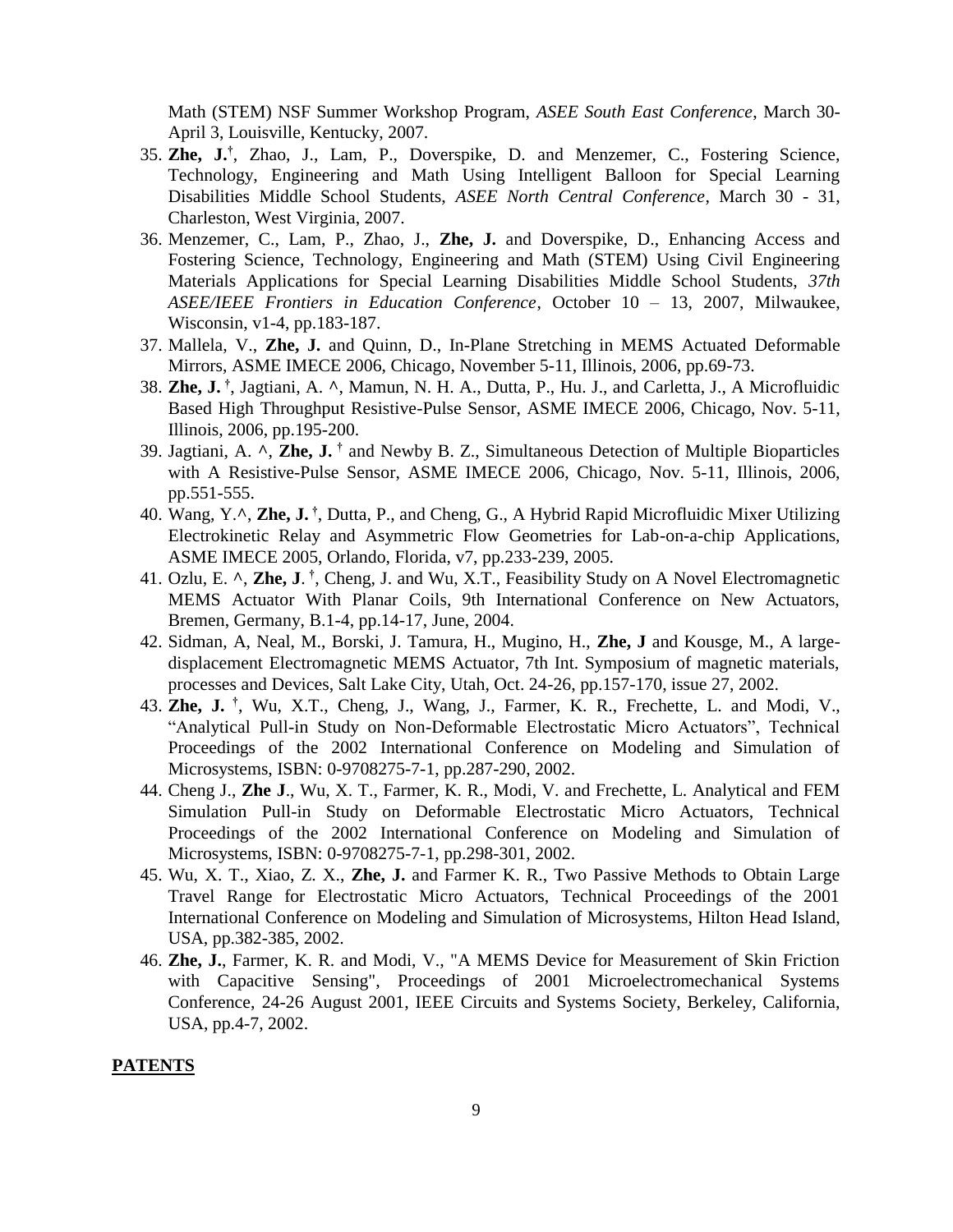Math (STEM) NSF Summer Workshop Program, *ASEE South East Conference*, March 30-April 3, Louisville, Kentucky, 2007.

35. **Zhe, J.**[†], Zhao, J., Lam, P., Doverspike, D. and Menzemer, C., Fostering Science, Technology, Engineering and Math Using Intelligent Balloon for Special Learning Disabilities Middle School Students, *ASEE North Central Conference*, March 30 - 31, Charleston, West Virginia, 2007.
36. Menzemer, C., Lam, P., Zhao, J., **Zhe, J.** and Doverspike, D., Enhancing Access and Fostering Science, Technology, Engineering and Math (STEM) Using Civil Engineering Materials Applications for Special Learning Disabilities Middle School Students, *37th ASEE/IEEE Frontiers in Education Conference*, October 10 – 13, 2007, Milwaukee, Wisconsin, v1-4, pp.183-187.
37. Mallela, V., **Zhe, J.** and Quinn, D., In-Plane Stretching in MEMS Actuated Deformable Mirrors, ASME IMECE 2006, Chicago, November 5-11, Illinois, 2006, pp.69-73.
38. **Zhe, J.** [†], Jagtiani, A. ^, Mamun, N. H. A., Dutta, P., Hu. J., and Carletta, J., A Microfluidic Based High Throughput Resistive-Pulse Sensor, ASME IMECE 2006, Chicago, Nov. 5-11, Illinois, 2006, pp.195-200.
39. Jagtiani, A. ^, **Zhe, J.** [†] and Newby B. Z., Simultaneous Detection of Multiple Bioparticles with A Resistive-Pulse Sensor, ASME IMECE 2006, Chicago, Nov. 5-11, Illinois, 2006, pp.551-555.
40. Wang, Y.^, **Zhe, J.** [†], Dutta, P., and Cheng, G., A Hybrid Rapid Microfluidic Mixer Utilizing Electrokinetic Relay and Asymmetric Flow Geometries for Lab-on-a-chip Applications, ASME IMECE 2005, Orlando, Florida, v7, pp.233-239, 2005.
41. Ozlu, E. ^, **Zhe, J**. [†], Cheng, J. and Wu, X.T., Feasibility Study on A Novel Electromagnetic MEMS Actuator With Planar Coils, 9th International Conference on New Actuators, Bremen, Germany, B.1-4, pp.14-17, June, 2004.
42. Sidman, A, Neal, M., Borski, J. Tamura, H., Mugino, H., **Zhe, J** and Kousge, M., A large-displacement Electromagnetic MEMS Actuator, 7th Int. Symposium of magnetic materials, processes and Devices, Salt Lake City, Utah, Oct. 24-26, pp.157-170, issue 27, 2002.
43. **Zhe, J.** [†], Wu, X.T., Cheng, J., Wang, J., Farmer, K. R., Frechette, L. and Modi, V., "Analytical Pull-in Study on Non-Deformable Electrostatic Micro Actuators", Technical Proceedings of the 2002 International Conference on Modeling and Simulation of Microsystems, ISBN: 0-9708275-7-1, pp.287-290, 2002.
44. Cheng J., **Zhe J**., Wu, X. T., Farmer, K. R., Modi, V. and Frechette, L. Analytical and FEM Simulation Pull-in Study on Deformable Electrostatic Micro Actuators, Technical Proceedings of the 2002 International Conference on Modeling and Simulation of Microsystems, ISBN: 0-9708275-7-1, pp.298-301, 2002.
45. Wu, X. T., Xiao, Z. X., **Zhe, J.** and Farmer K. R., Two Passive Methods to Obtain Large Travel Range for Electrostatic Micro Actuators, Technical Proceedings of the 2001 International Conference on Modeling and Simulation of Microsystems, Hilton Head Island, USA, pp.382-385, 2002.
46. **Zhe, J.**, Farmer, K. R. and Modi, V., "A MEMS Device for Measurement of Skin Friction with Capacitive Sensing", Proceedings of 2001 Microelectromechanical Systems Conference, 24-26 August 2001, IEEE Circuits and Systems Society, Berkeley, California, USA, pp.4-7, 2002.

## PATENTS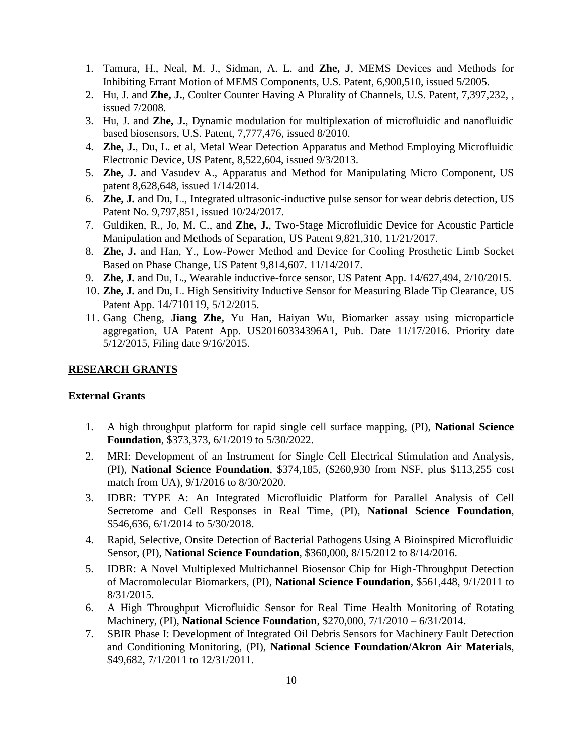1. Tamura, H., Neal, M. J., Sidman, A. L. and **Zhe, J**, MEMS Devices and Methods for Inhibiting Errant Motion of MEMS Components, U.S. Patent, 6,900,510, issued 5/2005.
2. Hu, J. and **Zhe, J.**, Coulter Counter Having A Plurality of Channels, U.S. Patent, 7,397,232, , issued 7/2008.
3. Hu, J. and **Zhe, J.**, Dynamic modulation for multiplexation of microfluidic and nanofluidic based biosensors, U.S. Patent, 7,777,476, issued 8/2010.
4. **Zhe, J.**, Du, L. et al, Metal Wear Detection Apparatus and Method Employing Microfluidic Electronic Device, US Patent, 8,522,604, issued 9/3/2013.
5. **Zhe, J.** and Vasudev A., Apparatus and Method for Manipulating Micro Component, US patent 8,628,648, issued 1/14/2014.
6. **Zhe, J.** and Du, L., Integrated ultrasonic-inductive pulse sensor for wear debris detection, US Patent No. 9,797,851, issued 10/24/2017.
7. Guldiken, R., Jo, M. C., and **Zhe, J.**, Two-Stage Microfluidic Device for Acoustic Particle Manipulation and Methods of Separation, US Patent 9,821,310, 11/21/2017.
8. **Zhe, J.** and Han, Y., Low-Power Method and Device for Cooling Prosthetic Limb Socket Based on Phase Change, US Patent 9,814,607. 11/14/2017.
9. **Zhe, J.** and Du, L., Wearable inductive-force sensor, US Patent App. 14/627,494, 2/10/2015.
10. **Zhe, J.** and Du, L. High Sensitivity Inductive Sensor for Measuring Blade Tip Clearance, US Patent App. 14/710119, 5/12/2015.
11. Gang Cheng, **Jiang Zhe,** Yu Han, Haiyan Wu, Biomarker assay using microparticle aggregation, UA Patent App. US20160334396A1, Pub. Date 11/17/2016. Priority date 5/12/2015, Filing date 9/16/2015.

## RESEARCH GRANTS

### External Grants

1. A high throughput platform for rapid single cell surface mapping, (PI), **National Science Foundation**, $373,373, 6/1/2019 to 5/30/2022.
2. MRI: Development of an Instrument for Single Cell Electrical Stimulation and Analysis, (PI), **National Science Foundation**, $374,185, ($260,930 from NSF, plus $113,255 cost match from UA), 9/1/2016 to 8/30/2020.
3. IDBR: TYPE A: An Integrated Microfluidic Platform for Parallel Analysis of Cell Secretome and Cell Responses in Real Time, (PI), **National Science Foundation**, $546,636, 6/1/2014 to 5/30/2018.
4. Rapid, Selective, Onsite Detection of Bacterial Pathogens Using A Bioinspired Microfluidic Sensor, (PI), **National Science Foundation**, $360,000, 8/15/2012 to 8/14/2016.
5. IDBR: A Novel Multiplexed Multichannel Biosensor Chip for High-Throughput Detection of Macromolecular Biomarkers, (PI), **National Science Foundation**, $561,448, 9/1/2011 to 8/31/2015.
6. A High Throughput Microfluidic Sensor for Real Time Health Monitoring of Rotating Machinery, (PI), **National Science Foundation**, $270,000, 7/1/2010 – 6/31/2014.
7. SBIR Phase I: Development of Integrated Oil Debris Sensors for Machinery Fault Detection and Conditioning Monitoring, (PI), **National Science Foundation/Akron Air Materials**, $49,682, 7/1/2011 to 12/31/2011.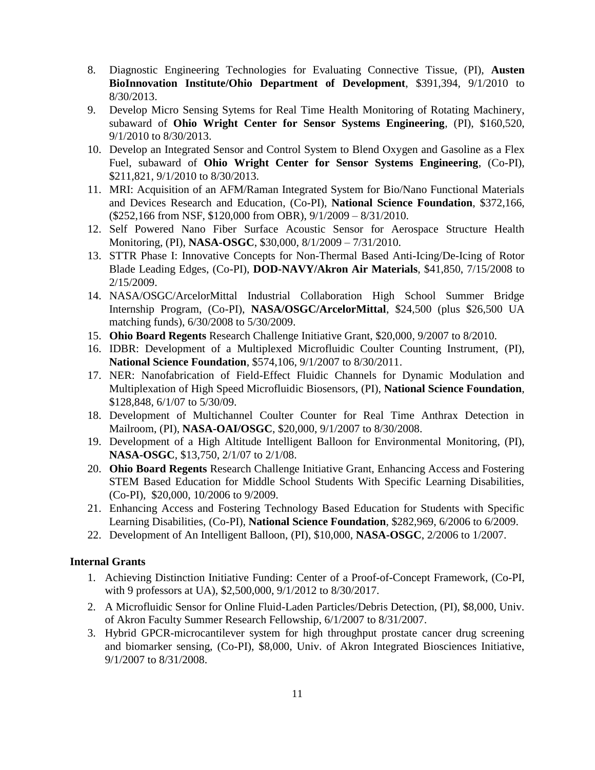8. Diagnostic Engineering Technologies for Evaluating Connective Tissue, (PI), **Austen BioInnovation Institute/Ohio Department of Development**, $391,394, 9/1/2010 to 8/30/2013.
9. Develop Micro Sensing Sytems for Real Time Health Monitoring of Rotating Machinery, subaward of **Ohio Wright Center for Sensor Systems Engineering**, (PI), $160,520, 9/1/2010 to 8/30/2013.
10. Develop an Integrated Sensor and Control System to Blend Oxygen and Gasoline as a Flex Fuel, subaward of **Ohio Wright Center for Sensor Systems Engineering**, (Co-PI), $211,821, 9/1/2010 to 8/30/2013.
11. MRI: Acquisition of an AFM/Raman Integrated System for Bio/Nano Functional Materials and Devices Research and Education, (Co-PI), **National Science Foundation**, $372,166, ($252,166 from NSF, $120,000 from OBR), 9/1/2009 – 8/31/2010.
12. Self Powered Nano Fiber Surface Acoustic Sensor for Aerospace Structure Health Monitoring, (PI), **NASA-OSGC**, $30,000, 8/1/2009 – 7/31/2010.
13. STTR Phase I: Innovative Concepts for Non-Thermal Based Anti-Icing/De-Icing of Rotor Blade Leading Edges, (Co-PI), **DOD-NAVY/Akron Air Materials**, $41,850, 7/15/2008 to 2/15/2009.
14. NASA/OSGC/ArcelorMittal Industrial Collaboration High School Summer Bridge Internship Program, (Co-PI), **NASA/OSGC/ArcelorMittal**, $24,500 (plus $26,500 UA matching funds), 6/30/2008 to 5/30/2009.
15. **Ohio Board Regents** Research Challenge Initiative Grant, $20,000, 9/2007 to 8/2010.
16. IDBR: Development of a Multiplexed Microfluidic Coulter Counting Instrument, (PI), **National Science Foundation**, $574,106, 9/1/2007 to 8/30/2011.
17. NER: Nanofabrication of Field-Effect Fluidic Channels for Dynamic Modulation and Multiplexation of High Speed Microfluidic Biosensors, (PI), **National Science Foundation**, $128,848, 6/1/07 to 5/30/09.
18. Development of Multichannel Coulter Counter for Real Time Anthrax Detection in Mailroom, (PI), **NASA-OAI/OSGC**, $20,000, 9/1/2007 to 8/30/2008.
19. Development of a High Altitude Intelligent Balloon for Environmental Monitoring, (PI), **NASA-OSGC**, $13,750, 2/1/07 to 2/1/08.
20. **Ohio Board Regents** Research Challenge Initiative Grant, Enhancing Access and Fostering STEM Based Education for Middle School Students With Specific Learning Disabilities, (Co-PI), $20,000, 10/2006 to 9/2009.
21. Enhancing Access and Fostering Technology Based Education for Students with Specific Learning Disabilities, (Co-PI), **National Science Foundation**, $282,969, 6/2006 to 6/2009.
22. Development of An Intelligent Balloon, (PI), $10,000, **NASA-OSGC**, 2/2006 to 1/2007.

**Internal Grants**

1. Achieving Distinction Initiative Funding: Center of a Proof-of-Concept Framework, (Co-PI, with 9 professors at UA), $2,500,000, 9/1/2012 to 8/30/2017.
2. A Microfluidic Sensor for Online Fluid-Laden Particles/Debris Detection, (PI), $8,000, Univ. of Akron Faculty Summer Research Fellowship, 6/1/2007 to 8/31/2007.
3. Hybrid GPCR-microcantilever system for high throughput prostate cancer drug screening and biomarker sensing, (Co-PI), $8,000, Univ. of Akron Integrated Biosciences Initiative, 9/1/2007 to 8/31/2008.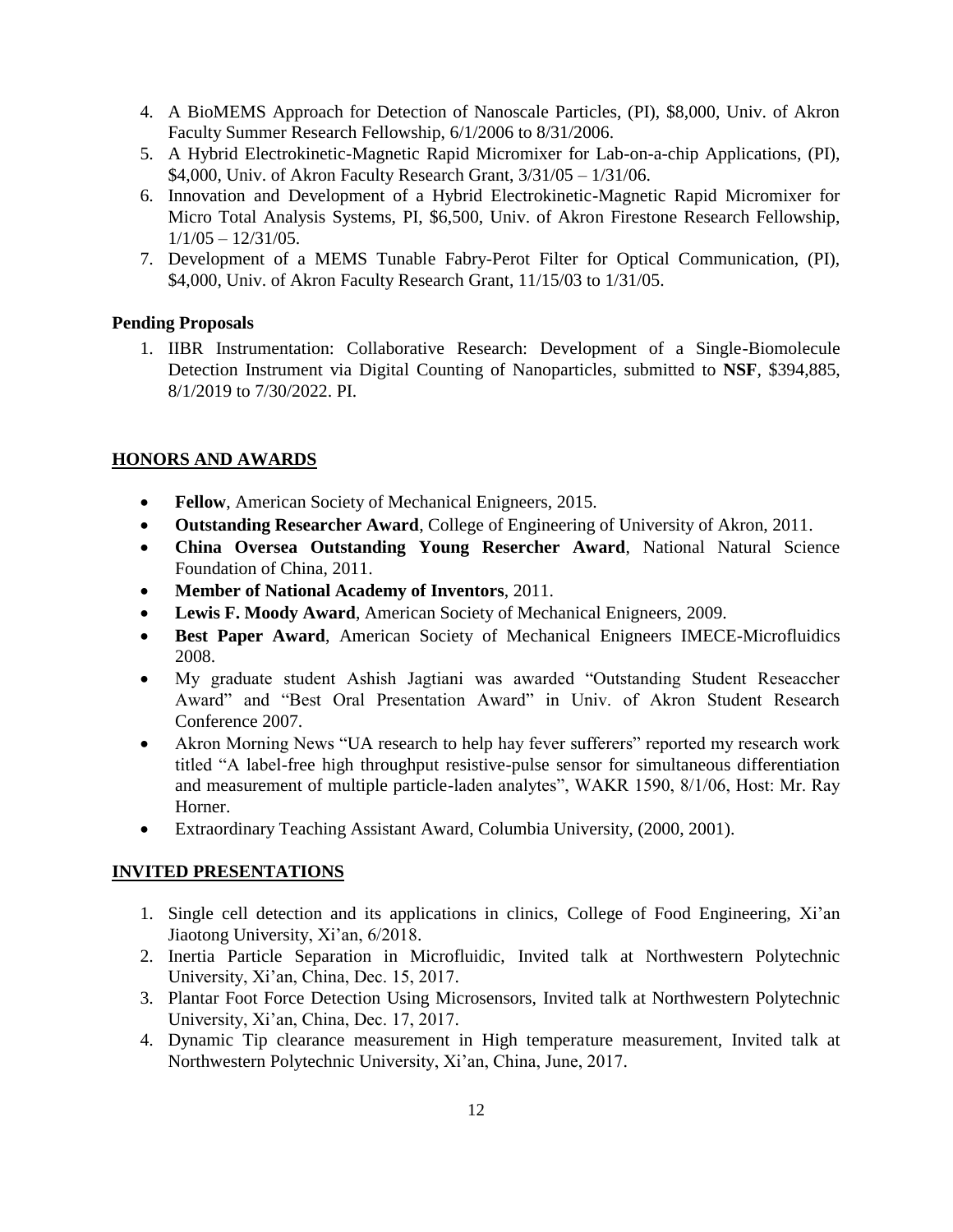4. A BioMEMS Approach for Detection of Nanoscale Particles, (PI), $8,000, Univ. of Akron Faculty Summer Research Fellowship, 6/1/2006 to 8/31/2006.
5. A Hybrid Electrokinetic-Magnetic Rapid Micromixer for Lab-on-a-chip Applications, (PI), $4,000, Univ. of Akron Faculty Research Grant, 3/31/05 – 1/31/06.
6. Innovation and Development of a Hybrid Electrokinetic-Magnetic Rapid Micromixer for Micro Total Analysis Systems, PI, $6,500, Univ. of Akron Firestone Research Fellowship, 1/1/05 – 12/31/05.
7. Development of a MEMS Tunable Fabry-Perot Filter for Optical Communication, (PI), $4,000, Univ. of Akron Faculty Research Grant, 11/15/03 to 1/31/05.

**Pending Proposals**

1. IIBR Instrumentation: Collaborative Research: Development of a Single-Biomolecule Detection Instrument via Digital Counting of Nanoparticles, submitted to **NSF**, $394,885, 8/1/2019 to 7/30/2022. PI.

## HONORS AND AWARDS

- **Fellow**, American Society of Mechanical Enigneers, 2015.
- **Outstanding Researcher Award**, College of Engineering of University of Akron, 2011.
- **China Oversea Outstanding Young Resercher Award**, National Natural Science Foundation of China, 2011.
- **Member of National Academy of Inventors**, 2011.
- **Lewis F. Moody Award**, American Society of Mechanical Enigneers, 2009.
- **Best Paper Award**, American Society of Mechanical Enigneers IMECE-Microfluidics 2008.
- My graduate student Ashish Jagtiani was awarded "Outstanding Student Reseaccher Award" and "Best Oral Presentation Award" in Univ. of Akron Student Research Conference 2007.
- Akron Morning News "UA research to help hay fever sufferers" reported my research work titled "A label-free high throughput resistive-pulse sensor for simultaneous differentiation and measurement of multiple particle-laden analytes", WAKR 1590, 8/1/06, Host: Mr. Ray Horner.
- Extraordinary Teaching Assistant Award, Columbia University, (2000, 2001).

## INVITED PRESENTATIONS

1. Single cell detection and its applications in clinics, College of Food Engineering, Xi'an Jiaotong University, Xi'an, 6/2018.
2. Inertia Particle Separation in Microfluidic, Invited talk at Northwestern Polytechnic University, Xi'an, China, Dec. 15, 2017.
3. Plantar Foot Force Detection Using Microsensors, Invited talk at Northwestern Polytechnic University, Xi'an, China, Dec. 17, 2017.
4. Dynamic Tip clearance measurement in High temperature measurement, Invited talk at Northwestern Polytechnic University, Xi'an, China, June, 2017.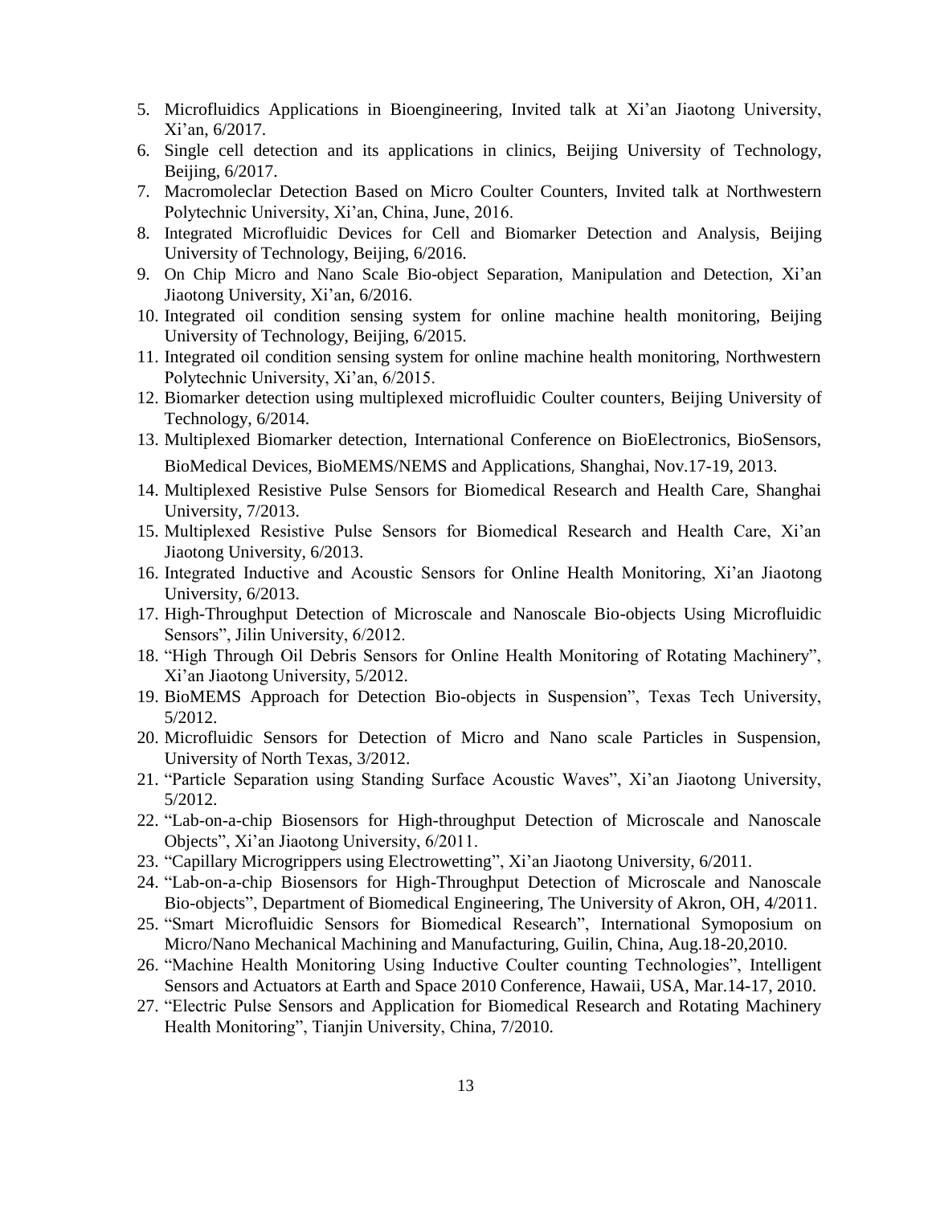5. Microfluidics Applications in Bioengineering, Invited talk at Xi'an Jiaotong University, Xi'an, 6/2017.
6. Single cell detection and its applications in clinics, Beijing University of Technology, Beijing, 6/2017.
7. Macromoleclar Detection Based on Micro Coulter Counters, Invited talk at Northwestern Polytechnic University, Xi'an, China, June, 2016.
8. Integrated Microfluidic Devices for Cell and Biomarker Detection and Analysis, Beijing University of Technology, Beijing, 6/2016.
9. On Chip Micro and Nano Scale Bio-object Separation, Manipulation and Detection, Xi'an Jiaotong University, Xi'an, 6/2016.
10. Integrated oil condition sensing system for online machine health monitoring, Beijing University of Technology, Beijing, 6/2015.
11. Integrated oil condition sensing system for online machine health monitoring, Northwestern Polytechnic University, Xi'an, 6/2015.
12. Biomarker detection using multiplexed microfluidic Coulter counters, Beijing University of Technology, 6/2014.
13. Multiplexed Biomarker detection, International Conference on BioElectronics, BioSensors, BioMedical Devices, BioMEMS/NEMS and Applications, Shanghai, Nov.17-19, 2013.
14. Multiplexed Resistive Pulse Sensors for Biomedical Research and Health Care, Shanghai University, 7/2013.
15. Multiplexed Resistive Pulse Sensors for Biomedical Research and Health Care, Xi'an Jiaotong University, 6/2013.
16. Integrated Inductive and Acoustic Sensors for Online Health Monitoring, Xi'an Jiaotong University, 6/2013.
17. High-Throughput Detection of Microscale and Nanoscale Bio-objects Using Microfluidic Sensors", Jilin University, 6/2012.
18. "High Through Oil Debris Sensors for Online Health Monitoring of Rotating Machinery", Xi'an Jiaotong University, 5/2012.
19. BioMEMS Approach for Detection Bio-objects in Suspension", Texas Tech University, 5/2012.
20. Microfluidic Sensors for Detection of Micro and Nano scale Particles in Suspension, University of North Texas, 3/2012.
21. "Particle Separation using Standing Surface Acoustic Waves", Xi'an Jiaotong University, 5/2012.
22. "Lab-on-a-chip Biosensors for High-throughput Detection of Microscale and Nanoscale Objects", Xi'an Jiaotong University, 6/2011.
23. "Capillary Micrograppers using Electrowetting", Xi'an Jiaotong University, 6/2011.
24. "Lab-on-a-chip Biosensors for High-Throughput Detection of Microscale and Nanoscale Bio-objects", Department of Biomedical Engineering, The University of Akron, OH, 4/2011.
25. "Smart Microfluidic Sensors for Biomedical Research", International Symoposium on Micro/Nano Mechanical Machining and Manufacturing, Guilin, China, Aug.18-20,2010.
26. "Machine Health Monitoring Using Inductive Coulter counting Technologies", Intelligent Sensors and Actuators at Earth and Space 2010 Conference, Hawaii, USA, Mar.14-17, 2010.
27. "Electric Pulse Sensors and Application for Biomedical Research and Rotating Machinery Health Monitoring", Tianjin University, China, 7/2010.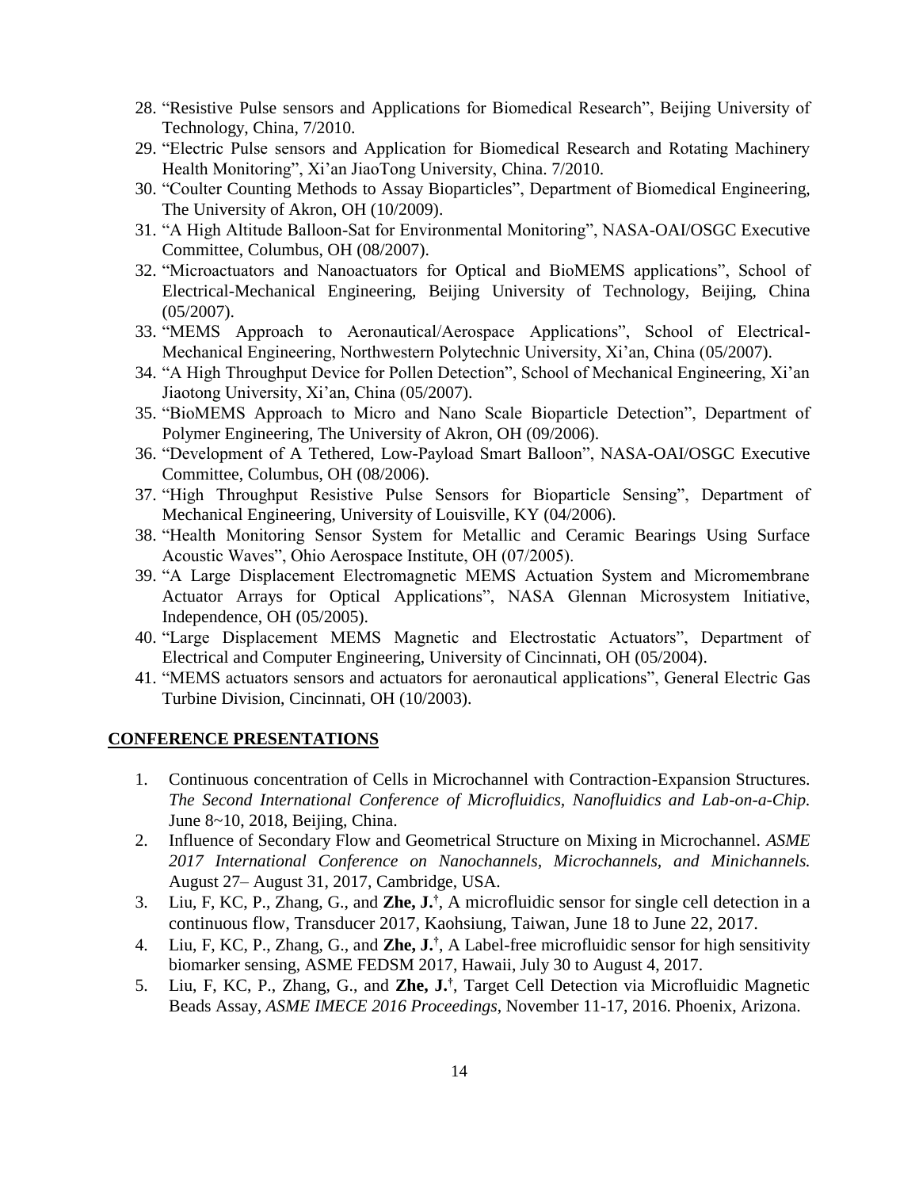28. "Resistive Pulse sensors and Applications for Biomedical Research", Beijing University of Technology, China, 7/2010.
29. "Electric Pulse sensors and Application for Biomedical Research and Rotating Machinery Health Monitoring", Xi'an JiaoTong University, China. 7/2010.
30. "Coulter Counting Methods to Assay Bioparticles", Department of Biomedical Engineering, The University of Akron, OH (10/2009).
31. "A High Altitude Balloon-Sat for Environmental Monitoring", NASA-OAI/OSGC Executive Committee, Columbus, OH (08/2007).
32. "Microactuators and Nanoactuators for Optical and BioMEMS applications", School of Electrical-Mechanical Engineering, Beijing University of Technology, Beijing, China (05/2007).
33. "MEMS Approach to Aeronautical/Aerospace Applications", School of Electrical-Mechanical Engineering, Northwestern Polytechnic University, Xi'an, China (05/2007).
34. "A High Throughput Device for Pollen Detection", School of Mechanical Engineering, Xi'an Jiaotong University, Xi'an, China (05/2007).
35. "BioMEMS Approach to Micro and Nano Scale Bioparticle Detection", Department of Polymer Engineering, The University of Akron, OH (09/2006).
36. "Development of A Tethered, Low-Payload Smart Balloon", NASA-OAI/OSGC Executive Committee, Columbus, OH (08/2006).
37. "High Throughput Resistive Pulse Sensors for Bioparticle Sensing", Department of Mechanical Engineering, University of Louisville, KY (04/2006).
38. "Health Monitoring Sensor System for Metallic and Ceramic Bearings Using Surface Acoustic Waves", Ohio Aerospace Institute, OH (07/2005).
39. "A Large Displacement Electromagnetic MEMS Actuation System and Micromembrane Actuator Arrays for Optical Applications", NASA Glennan Microsystem Initiative, Independence, OH (05/2005).
40. "Large Displacement MEMS Magnetic and Electrostatic Actuators", Department of Electrical and Computer Engineering, University of Cincinnati, OH (05/2004).
41. "MEMS actuators sensors and actuators for aeronautical applications", General Electric Gas Turbine Division, Cincinnati, OH (10/2003).

## CONFERENCE PRESENTATIONS

1. Continuous concentration of Cells in Microchannel with Contraction-Expansion Structures. *The Second International Conference of Microfluidics, Nanofluidics and Lab-on-a-Chip.* June 8~10, 2018, Beijing, China.
2. Influence of Secondary Flow and Geometrical Structure on Mixing in Microchannel. *ASME 2017 International Conference on Nanochannels, Microchannels, and Minichannels.* August 27– August 31, 2017, Cambridge, USA.
3. Liu, F, KC, P., Zhang, G., and **Zhe, J.**[†], A microfluidic sensor for single cell detection in a continuous flow, Transducer 2017, Kaohsiung, Taiwan, June 18 to June 22, 2017.
4. Liu, F, KC, P., Zhang, G., and **Zhe, J.**[†], A Label-free microfluidic sensor for high sensitivity biomarker sensing, ASME FEDSM 2017, Hawaii, July 30 to August 4, 2017.
5. Liu, F, KC, P., Zhang, G., and **Zhe, J.**[†], Target Cell Detection via Microfluidic Magnetic Beads Assay, *ASME IMECE 2016 Proceedings*, November 11-17, 2016. Phoenix, Arizona.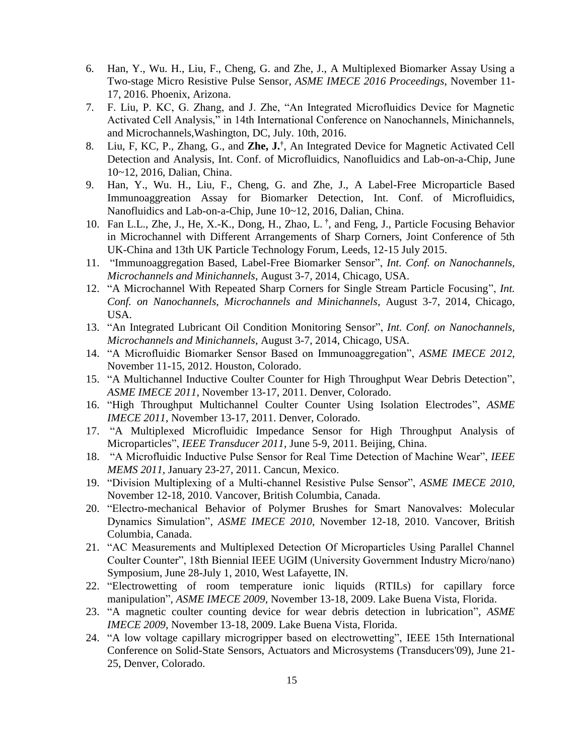6. Han, Y., Wu. H., Liu, F., Cheng, G. and Zhe, J., A Multiplexed Biomarker Assay Using a Two-stage Micro Resistive Pulse Sensor, *ASME IMECE 2016 Proceedings*, November 11-17, 2016. Phoenix, Arizona.
7. F. Liu, P. KC, G. Zhang, and J. Zhe, "An Integrated Microfluidics Device for Magnetic Activated Cell Analysis," in 14th International Conference on Nanochannels, Minichannels, and Microchannels,Washington, DC, July. 10th, 2016.
8. Liu, F, KC, P., Zhang, G., and **Zhe, J.**[†], An Integrated Device for Magnetic Activated Cell Detection and Analysis, Int. Conf. of Microfluidics, Nanofluidics and Lab-on-a-Chip, June 10~12, 2016, Dalian, China.
9. Han, Y., Wu. H., Liu, F., Cheng, G. and Zhe, J., A Label-Free Microparticle Based Immunoaggreation Assay for Biomarker Detection, Int. Conf. of Microfluidics, Nanofluidics and Lab-on-a-Chip, June 10~12, 2016, Dalian, China.
10. Fan L.L., Zhe, J., He, X.-K., Dong, H., Zhao, L. [†], and Feng, J., Particle Focusing Behavior in Microchannel with Different Arrangements of Sharp Corners, Joint Conference of 5th UK-China and 13th UK Particle Technology Forum, Leeds, 12-15 July 2015.
11. "Immunoaggregation Based, Label-Free Biomarker Sensor", *Int. Conf. on Nanochannels, Microchannels and Minichannels*, August 3-7, 2014, Chicago, USA.
12. "A Microchannel With Repeated Sharp Corners for Single Stream Particle Focusing", *Int. Conf. on Nanochannels, Microchannels and Minichannels*, August 3-7, 2014, Chicago, USA.
13. "An Integrated Lubricant Oil Condition Monitoring Sensor", *Int. Conf. on Nanochannels, Microchannels and Minichannels*, August 3-7, 2014, Chicago, USA.
14. "A Microfluidic Biomarker Sensor Based on Immunoaggregation", *ASME IMECE 2012*, November 11-15, 2012. Houston, Colorado.
15. "A Multichannel Inductive Coulter Counter for High Throughput Wear Debris Detection", *ASME IMECE 2011*, November 13-17, 2011. Denver, Colorado.
16. "High Throughput Multichannel Coulter Counter Using Isolation Electrodes", *ASME IMECE 2011*, November 13-17, 2011. Denver, Colorado.
17. "A Multiplexed Microfluidic Impedance Sensor for High Throughput Analysis of Microparticles", *IEEE Transducer 2011*, June 5-9, 2011. Beijing, China.
18. "A Microfluidic Inductive Pulse Sensor for Real Time Detection of Machine Wear", *IEEE MEMS 2011*, January 23-27, 2011. Cancun, Mexico.
19. "Division Multiplexing of a Multi-channel Resistive Pulse Sensor", *ASME IMECE 2010*, November 12-18, 2010. Vancover, British Columbia, Canada.
20. "Electro-mechanical Behavior of Polymer Brushes for Smart Nanovalves: Molecular Dynamics Simulation", *ASME IMECE 2010*, November 12-18, 2010. Vancover, British Columbia, Canada.
21. "AC Measurements and Multiplexed Detection Of Microparticles Using Parallel Channel Coulter Counter", 18th Biennial IEEE UGIM (University Government Industry Micro/nano) Symposium, June 28-July 1, 2010, West Lafayette, IN.
22. "Electrowetting of room temperature ionic liquids (RTILs) for capillary force manipulation", *ASME IMECE 2009*, November 13-18, 2009. Lake Buena Vista, Florida.
23. "A magnetic coulter counting device for wear debris detection in lubrication", *ASME IMECE 2009*, November 13-18, 2009. Lake Buena Vista, Florida.
24. "A low voltage capillary microgripper based on electrowetting", IEEE 15th International Conference on Solid-State Sensors, Actuators and Microsystems (Transducers'09), June 21-25, Denver, Colorado.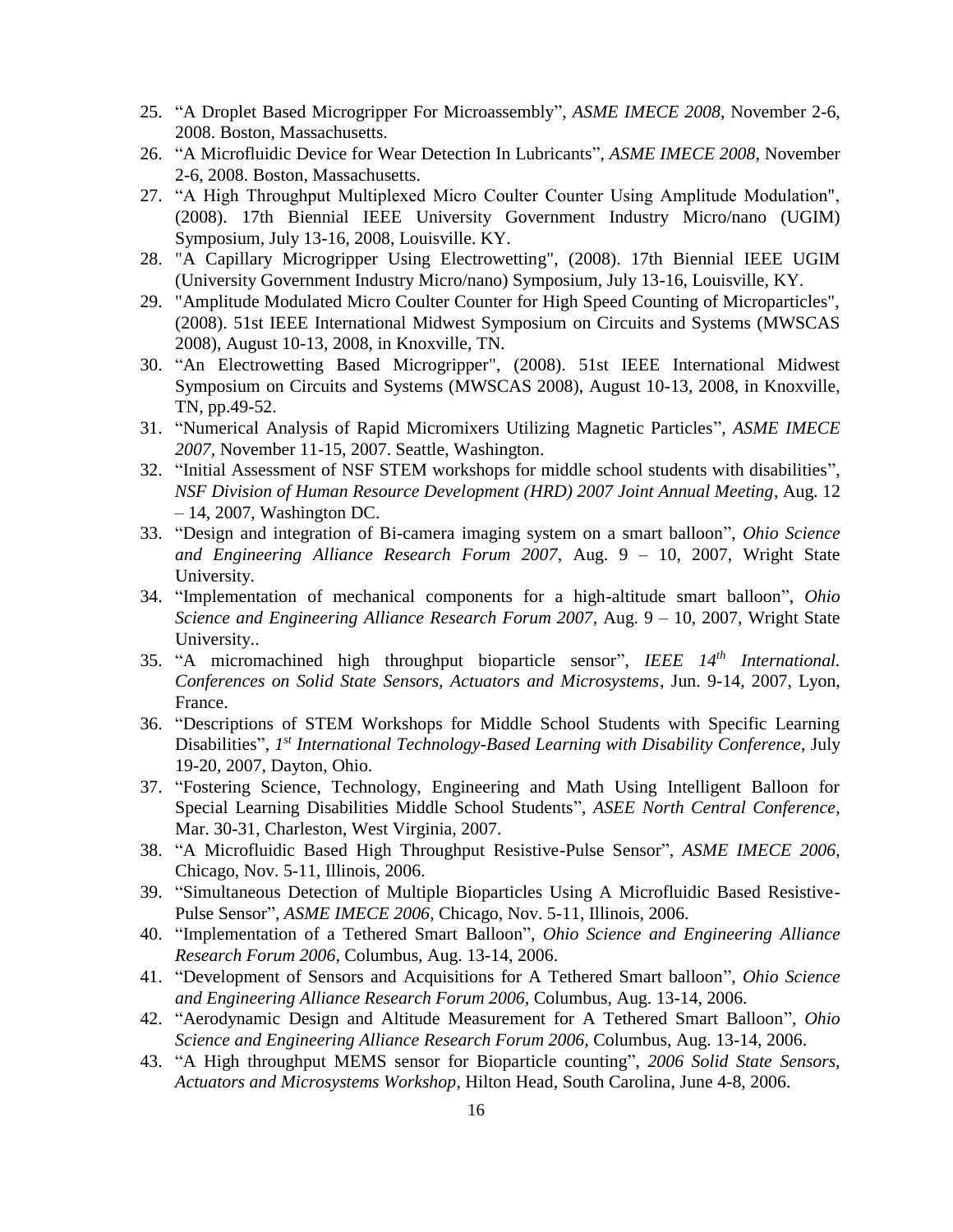25. “A Droplet Based Microgripper For Microassembly”, *ASME IMECE 2008*, November 2-6, 2008. Boston, Massachusetts.
26. “A Microfluidic Device for Wear Detection In Lubricants”, *ASME IMECE 2008*, November 2-6, 2008. Boston, Massachusetts.
27. “A High Throughput Multiplexed Micro Coulter Counter Using Amplitude Modulation", (2008). 17th Biennial IEEE University Government Industry Micro/nano (UGIM) Symposium, July 13-16, 2008, Louisville. KY.
28. "A Capillary Microgripper Using Electrowetting", (2008). 17th Biennial IEEE UGIM (University Government Industry Micro/nano) Symposium, July 13-16, Louisville, KY.
29. "Amplitude Modulated Micro Coulter Counter for High Speed Counting of Microparticles", (2008). 51st IEEE International Midwest Symposium on Circuits and Systems (MWSCAS 2008), August 10-13, 2008, in Knoxville, TN.
30. “An Electrowetting Based Microgripper", (2008). 51st IEEE International Midwest Symposium on Circuits and Systems (MWSCAS 2008), August 10-13, 2008, in Knoxville, TN, pp.49-52.
31. “Numerical Analysis of Rapid Micromixers Utilizing Magnetic Particles”, *ASME IMECE 2007*, November 11-15, 2007. Seattle, Washington.
32. “Initial Assessment of NSF STEM workshops for middle school students with disabilities”, *NSF Division of Human Resource Development (HRD) 2007 Joint Annual Meeting*, Aug. 12 – 14, 2007, Washington DC.
33. “Design and integration of Bi-camera imaging system on a smart balloon”, *Ohio Science and Engineering Alliance Research Forum 2007*, Aug. 9 – 10, 2007, Wright State University.
34. “Implementation of mechanical components for a high-altitude smart balloon”, *Ohio Science and Engineering Alliance Research Forum 2007*, Aug. 9 – 10, 2007, Wright State University..
35. “A micromachined high throughput bioparticle sensor”, *IEEE 14th International. Conferences on Solid State Sensors, Actuators and Microsystems*, Jun. 9-14, 2007, Lyon, France.
36. “Descriptions of STEM Workshops for Middle School Students with Specific Learning Disabilities”, *1st International Technology-Based Learning with Disability Conference*, July 19-20, 2007, Dayton, Ohio.
37. “Fostering Science, Technology, Engineering and Math Using Intelligent Balloon for Special Learning Disabilities Middle School Students”, *ASEE North Central Conference*, Mar. 30-31, Charleston, West Virginia, 2007.
38. “A Microfluidic Based High Throughput Resistive-Pulse Sensor”, *ASME IMECE 2006*, Chicago, Nov. 5-11, Illinois, 2006.
39. “Simultaneous Detection of Multiple Bioparticles Using A Microfluidic Based Resistive-Pulse Sensor”, *ASME IMECE 2006*, Chicago, Nov. 5-11, Illinois, 2006.
40. “Implementation of a Tethered Smart Balloon”, *Ohio Science and Engineering Alliance Research Forum 2006*, Columbus, Aug. 13-14, 2006.
41. “Development of Sensors and Acquisitions for A Tethered Smart balloon”, *Ohio Science and Engineering Alliance Research Forum 2006*, Columbus, Aug. 13-14, 2006.
42. “Aerodynamic Design and Altitude Measurement for A Tethered Smart Balloon”, *Ohio Science and Engineering Alliance Research Forum 2006*, Columbus, Aug. 13-14, 2006.
43. “A High throughput MEMS sensor for Bioparticle counting”, *2006 Solid State Sensors, Actuators and Microsystems Workshop*, Hilton Head, South Carolina, June 4-8, 2006.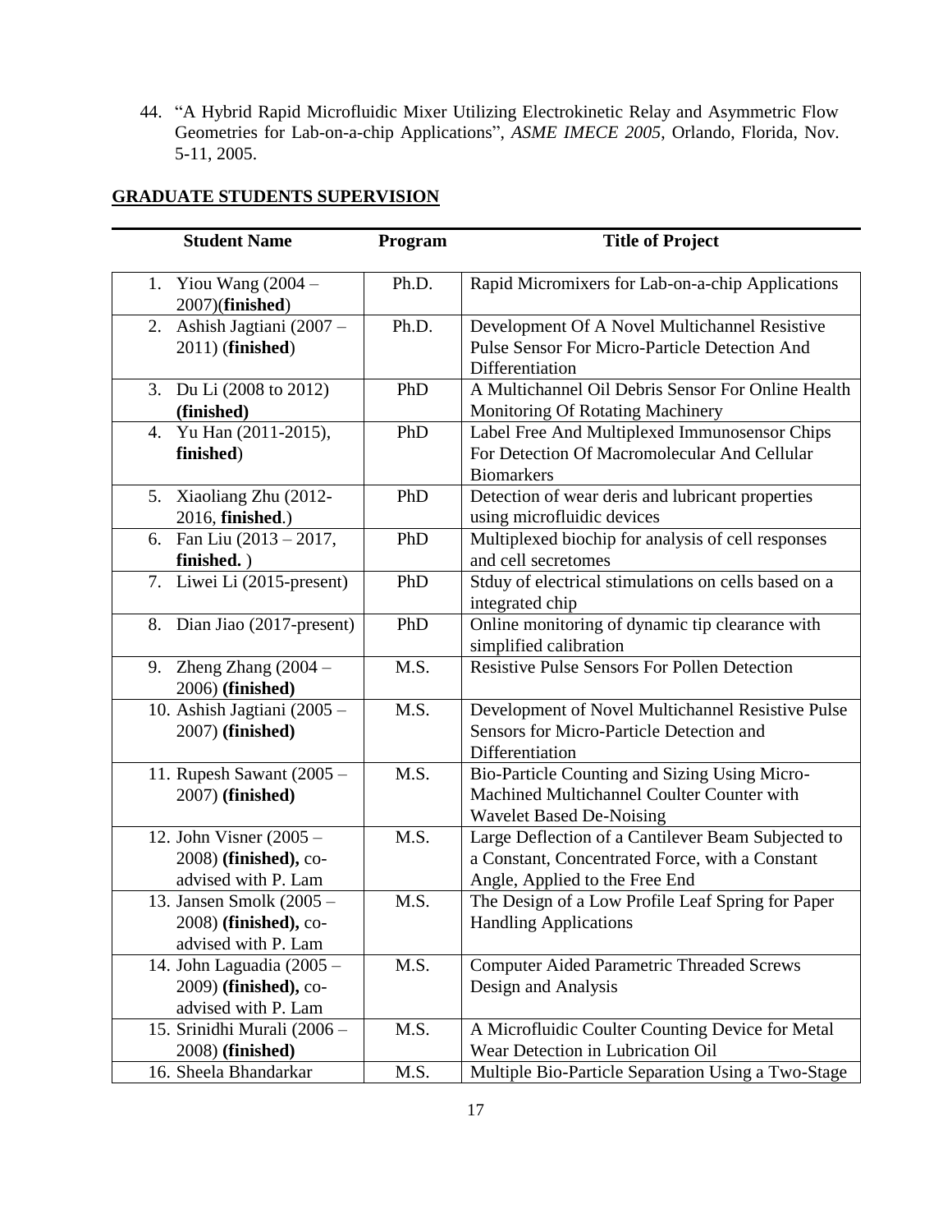44. "A Hybrid Rapid Microfluidic Mixer Utilizing Electrokinetic Relay and Asymmetric Flow Geometries for Lab-on-a-chip Applications", *ASME IMECE 2005*, Orlando, Florida, Nov. 5-11, 2005.

## GRADUATE STUDENTS SUPERVISION

| Student Name | Program | Title of Project |
|---|---|---|
| 1. Yiou Wang (2004 – 2007)(**finished**) | Ph.D. | Rapid Micromixers for Lab-on-a-chip Applications |
| 2. Ashish Jagtiani (2007 – 2011) (**finished**) | Ph.D. | Development Of A Novel Multichannel Resistive Pulse Sensor For Micro-Particle Detection And Differentiation |
| 3. Du Li (2008 to 2012) **(finished)** | PhD | A Multichannel Oil Debris Sensor For Online Health Monitoring Of Rotating Machinery |
| 4. Yu Han (2011-2015), **finished**) | PhD | Label Free And Multiplexed Immunosensor Chips For Detection Of Macromolecular And Cellular Biomarkers |
| 5. Xiaoliang Zhu (2012-2016, **finished**.) | PhD | Detection of wear deris and lubricant properties using microfluidic devices |
| 6. Fan Liu (2013 – 2017, **finished.** ) | PhD | Multiplexed biochip for analysis of cell responses and cell secretomes |
| 7. Liwei Li (2015-present) | PhD | Stduy of electrical stimulations on cells based on a integrated chip |
| 8. Dian Jiao (2017-present) | PhD | Online monitoring of dynamic tip clearance with simplified calibration |
| 9. Zheng Zhang (2004 – 2006) **(finished)** | M.S. | Resistive Pulse Sensors For Pollen Detection |
| 10. Ashish Jagtiani (2005 – 2007) **(finished)** | M.S. | Development of Novel Multichannel Resistive Pulse Sensors for Micro-Particle Detection and Differentiation |
| 11. Rupesh Sawant (2005 – 2007) **(finished)** | M.S. | Bio-Particle Counting and Sizing Using Micro-Machined Multichannel Coulter Counter with Wavelet Based De-Noising |
| 12. John Visner (2005 – 2008) **(finished),** co-advised with P. Lam | M.S. | Large Deflection of a Cantilever Beam Subjected to a Constant, Concentrated Force, with a Constant Angle, Applied to the Free End |
| 13. Jansen Smolk (2005 – 2008) **(finished),** co-advised with P. Lam | M.S. | The Design of a Low Profile Leaf Spring for Paper Handling Applications |
| 14. John Laguadia (2005 – 2009) **(finished),** co-advised with P. Lam | M.S. | Computer Aided Parametric Threaded Screws Design and Analysis |
| 15. Srinidhi Murali (2006 – 2008) **(finished)** | M.S. | A Microfluidic Coulter Counting Device for Metal Wear Detection in Lubrication Oil |
| 16. Sheela Bhandarkar | M.S. | Multiple Bio-Particle Separation Using a Two-Stage |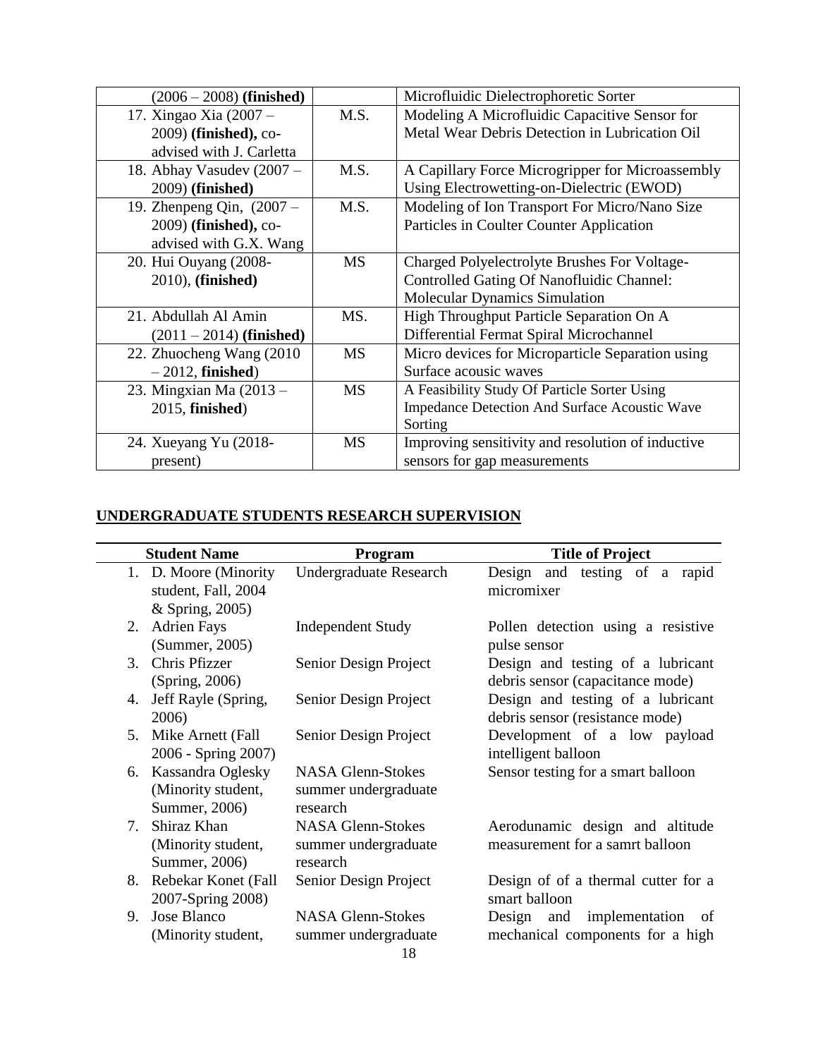| | | |
|---|---|---|
| (2006 – 2008) **(finished)** | | Microfluidic Dielectrophoretic Sorter |
| 17. Xingao Xia (2007 – 2009) **(finished),** co-advised with J. Carletta | M.S. | Modeling A Microfluidic Capacitive Sensor for Metal Wear Debris Detection in Lubrication Oil |
| 18. Abhay Vasudev (2007 – 2009) **(finished)** | M.S. | A Capillary Force Microgripper for Microassembly Using Electrowetting-on-Dielectric (EWOD) |
| 19. Zhenpeng Qin, (2007 – 2009) **(finished),** co-advised with G.X. Wang | M.S. | Modeling of Ion Transport For Micro/Nano Size Particles in Coulter Counter Application |
| 20. Hui Ouyang (2008-2010), **(finished)** | MS | Charged Polyelectrolyte Brushes For Voltage-Controlled Gating Of Nanofluidic Channel: Molecular Dynamics Simulation |
| 21. Abdullah Al Amin (2011 – 2014) **(finished)** | MS. | High Throughput Particle Separation On A Differential Fermat Spiral Microchannel |
| 22. Zhuocheng Wang (2010 – 2012, **finished**) | MS | Micro devices for Microparticle Separation using Surface acousic waves |
| 23. Mingxian Ma (2013 – 2015, **finished**) | MS | A Feasibility Study Of Particle Sorter Using Impedance Detection And Surface Acoustic Wave Sorting |
| 24. Xueyang Yu (2018-present) | MS | Improving sensitivity and resolution of inductive sensors for gap measurements |

## UNDERGRADUATE STUDENTS RESEARCH SUPERVISION

| Student Name | Program | Title of Project |
|---|---|---|
| 1. D. Moore (Minority student, Fall, 2004 & Spring, 2005) | Undergraduate Research | Design and testing of a rapid micromixer |
| 2. Adrien Fays (Summer, 2005) | Independent Study | Pollen detection using a resistive pulse sensor |
| 3. Chris Pfizzer (Spring, 2006) | Senior Design Project | Design and testing of a lubricant debris sensor (capacitance mode) |
| 4. Jeff Rayle (Spring, 2006) | Senior Design Project | Design and testing of a lubricant debris sensor (resistance mode) |
| 5. Mike Arnett (Fall 2006 - Spring 2007) | Senior Design Project | Development of a low payload intelligent balloon |
| 6. Kassandra Oglesky (Minority student, Summer, 2006) | NASA Glenn-Stokes summer undergraduate research | Sensor testing for a smart balloon |
| 7. Shiraz Khan (Minority student, Summer, 2006) | NASA Glenn-Stokes summer undergraduate research | Aerodunamic design and altitude measurement for a samrt balloon |
| 8. Rebekar Konet (Fall 2007-Spring 2008) | Senior Design Project | Design of of a thermal cutter for a smart balloon |
| 9. Jose Blanco (Minority student, | NASA Glenn-Stokes summer undergraduate | Design and implementation of mechanical components for a high |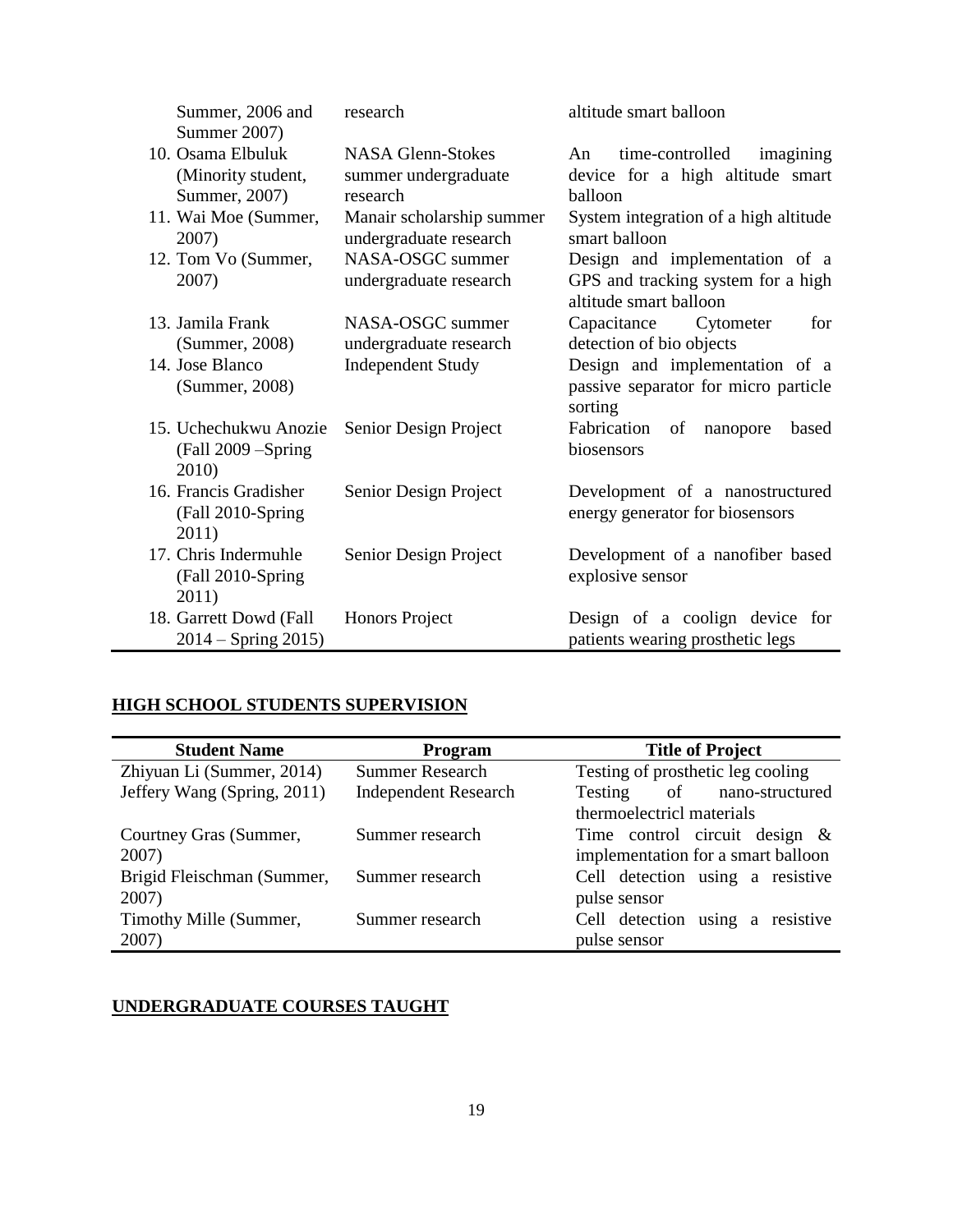| | | |
|---|---|---|
| Summer, 2006 and Summer 2007) | research | altitude smart balloon |
| 10. Osama Elbuluk (Minority student, Summer, 2007) | NASA Glenn-Stokes summer undergraduate research | An time-controlled imagining device for a high altitude smart balloon |
| 11. Wai Moe (Summer, 2007) | Manair scholarship summer undergraduate research | System integration of a high altitude smart balloon |
| 12. Tom Vo (Summer, 2007) | NASA-OSGC summer undergraduate research | Design and implementation of a GPS and tracking system for a high altitude smart balloon |
| 13. Jamila Frank (Summer, 2008) | NASA-OSGC summer undergraduate research | Capacitance Cytometer for detection of bio objects |
| 14. Jose Blanco (Summer, 2008) | Independent Study | Design and implementation of a passive separator for micro particle sorting |
| 15. Uchechukwu Anozie (Fall 2009 –Spring 2010) | Senior Design Project | Fabrication of nanopore based biosensors |
| 16. Francis Gradisher (Fall 2010-Spring 2011) | Senior Design Project | Development of a nanostructured energy generator for biosensors |
| 17. Chris Indermuhle (Fall 2010-Spring 2011) | Senior Design Project | Development of a nanofiber based explosive sensor |
| 18. Garrett Dowd (Fall 2014 – Spring 2015) | Honors Project | Design of a coolign device for patients wearing prosthetic legs |

## HIGH SCHOOL STUDENTS SUPERVISION

| Student Name | Program | Title of Project |
|---|---|---|
| Zhiyuan Li (Summer, 2014) | Summer Research | Testing of prosthetic leg cooling |
| Jeffery Wang (Spring, 2011) | Independent Research | Testing of nano-structured thermoelectricl materials |
| Courtney Gras (Summer, 2007) | Summer research | Time control circuit design & implementation for a smart balloon |
| Brigid Fleischman (Summer, 2007) | Summer research | Cell detection using a resistive pulse sensor |
| Timothy Mille (Summer, 2007) | Summer research | Cell detection using a resistive pulse sensor |

## UNDERGRADUATE COURSES TAUGHT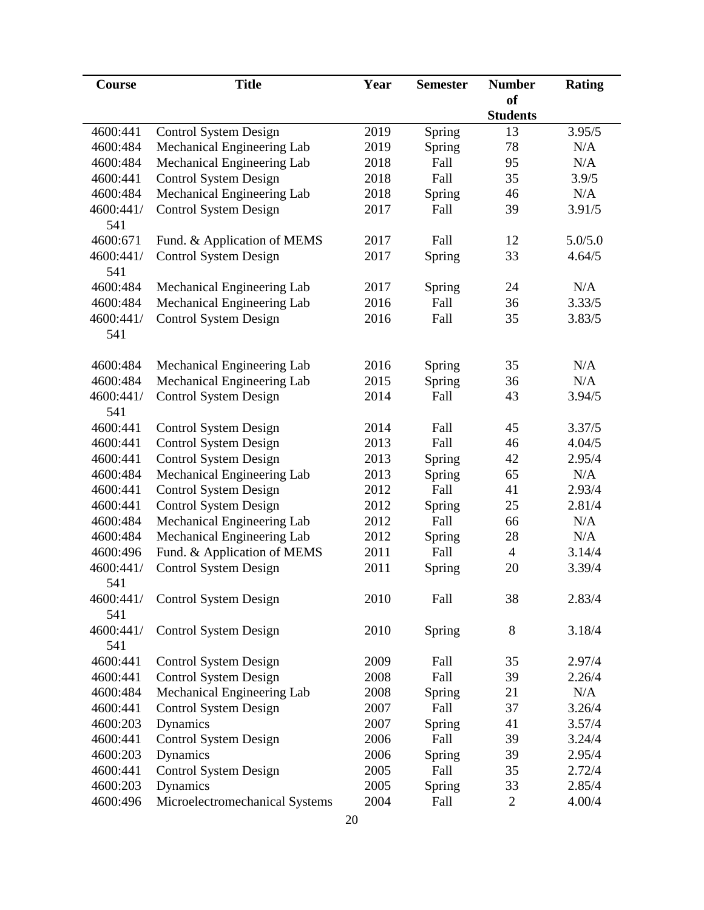| Course | Title | Year | Semester | Number of Students | Rating |
|---|---|---|---|---|---|
| 4600:441 | Control System Design | 2019 | Spring | 13 | 3.95/5 |
| 4600:484 | Mechanical Engineering Lab | 2019 | Spring | 78 | N/A |
| 4600:484 | Mechanical Engineering Lab | 2018 | Fall | 95 | N/A |
| 4600:441 | Control System Design | 2018 | Fall | 35 | 3.9/5 |
| 4600:484 | Mechanical Engineering Lab | 2018 | Spring | 46 | N/A |
| 4600:441/541 | Control System Design | 2017 | Fall | 39 | 3.91/5 |
| 4600:671 | Fund. & Application of MEMS | 2017 | Fall | 12 | 5.0/5.0 |
| 4600:441/541 | Control System Design | 2017 | Spring | 33 | 4.64/5 |
| 4600:484 | Mechanical Engineering Lab | 2017 | Spring | 24 | N/A |
| 4600:484 | Mechanical Engineering Lab | 2016 | Fall | 36 | 3.33/5 |
| 4600:441/541 | Control System Design | 2016 | Fall | 35 | 3.83/5 |
| 4600:484 | Mechanical Engineering Lab | 2016 | Spring | 35 | N/A |
| 4600:484 | Mechanical Engineering Lab | 2015 | Spring | 36 | N/A |
| 4600:441/541 | Control System Design | 2014 | Fall | 43 | 3.94/5 |
| 4600:441 | Control System Design | 2014 | Fall | 45 | 3.37/5 |
| 4600:441 | Control System Design | 2013 | Fall | 46 | 4.04/5 |
| 4600:441 | Control System Design | 2013 | Spring | 42 | 2.95/4 |
| 4600:484 | Mechanical Engineering Lab | 2013 | Spring | 65 | N/A |
| 4600:441 | Control System Design | 2012 | Fall | 41 | 2.93/4 |
| 4600:441 | Control System Design | 2012 | Spring | 25 | 2.81/4 |
| 4600:484 | Mechanical Engineering Lab | 2012 | Fall | 66 | N/A |
| 4600:484 | Mechanical Engineering Lab | 2012 | Spring | 28 | N/A |
| 4600:496 | Fund. & Application of MEMS | 2011 | Fall | 4 | 3.14/4 |
| 4600:441/541 | Control System Design | 2011 | Spring | 20 | 3.39/4 |
| 4600:441/541 | Control System Design | 2010 | Fall | 38 | 2.83/4 |
| 4600:441/541 | Control System Design | 2010 | Spring | 8 | 3.18/4 |
| 4600:441 | Control System Design | 2009 | Fall | 35 | 2.97/4 |
| 4600:441 | Control System Design | 2008 | Fall | 39 | 2.26/4 |
| 4600:484 | Mechanical Engineering Lab | 2008 | Spring | 21 | N/A |
| 4600:441 | Control System Design | 2007 | Fall | 37 | 3.26/4 |
| 4600:203 | Dynamics | 2007 | Spring | 41 | 3.57/4 |
| 4600:441 | Control System Design | 2006 | Fall | 39 | 3.24/4 |
| 4600:203 | Dynamics | 2006 | Spring | 39 | 2.95/4 |
| 4600:441 | Control System Design | 2005 | Fall | 35 | 2.72/4 |
| 4600:203 | Dynamics | 2005 | Spring | 33 | 2.85/4 |
| 4600:496 | Microelectromechanical Systems | 2004 | Fall | 2 | 4.00/4 |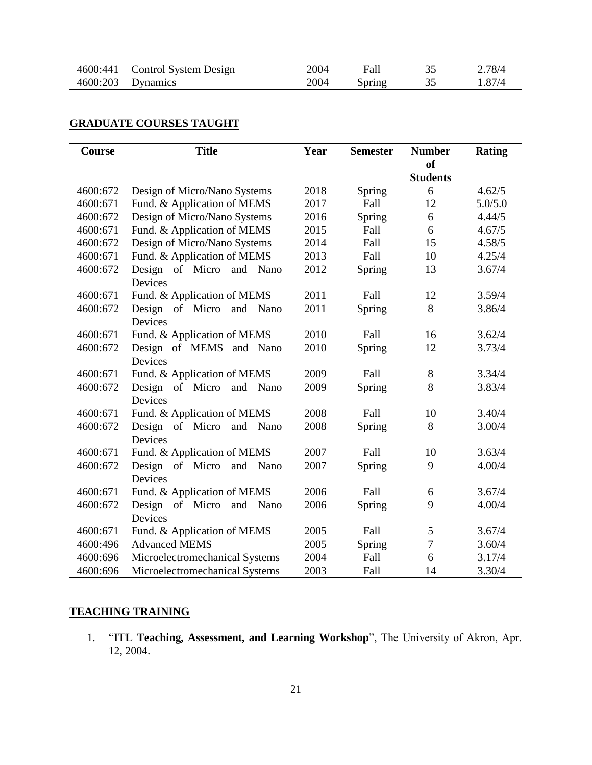| 4600:441 | Control System Design | 2004 | Fall | 35 | 2.78/4 |
|---|---|---|---|---|---|
| 4600:203 | Dynamics | 2004 | Spring | 35 | 1.87/4 |

## GRADUATE COURSES TAUGHT

| Course | Title | Year | Semester | Number of Students | Rating |
|---|---|---|---|---|---|
| 4600:672 | Design of Micro/Nano Systems | 2018 | Spring | 6 | 4.62/5 |
| 4600:671 | Fund. & Application of MEMS | 2017 | Fall | 12 | 5.0/5.0 |
| 4600:672 | Design of Micro/Nano Systems | 2016 | Spring | 6 | 4.44/5 |
| 4600:671 | Fund. & Application of MEMS | 2015 | Fall | 6 | 4.67/5 |
| 4600:672 | Design of Micro/Nano Systems | 2014 | Fall | 15 | 4.58/5 |
| 4600:671 | Fund. & Application of MEMS | 2013 | Fall | 10 | 4.25/4 |
| 4600:672 | Design of Micro and Nano Devices | 2012 | Spring | 13 | 3.67/4 |
| 4600:671 | Fund. & Application of MEMS | 2011 | Fall | 12 | 3.59/4 |
| 4600:672 | Design of Micro and Nano Devices | 2011 | Spring | 8 | 3.86/4 |
| 4600:671 | Fund. & Application of MEMS | 2010 | Fall | 16 | 3.62/4 |
| 4600:672 | Design of MEMS and Nano Devices | 2010 | Spring | 12 | 3.73/4 |
| 4600:671 | Fund. & Application of MEMS | 2009 | Fall | 8 | 3.34/4 |
| 4600:672 | Design of Micro and Nano Devices | 2009 | Spring | 8 | 3.83/4 |
| 4600:671 | Fund. & Application of MEMS | 2008 | Fall | 10 | 3.40/4 |
| 4600:672 | Design of Micro and Nano Devices | 2008 | Spring | 8 | 3.00/4 |
| 4600:671 | Fund. & Application of MEMS | 2007 | Fall | 10 | 3.63/4 |
| 4600:672 | Design of Micro and Nano Devices | 2007 | Spring | 9 | 4.00/4 |
| 4600:671 | Fund. & Application of MEMS | 2006 | Fall | 6 | 3.67/4 |
| 4600:672 | Design of Micro and Nano Devices | 2006 | Spring | 9 | 4.00/4 |
| 4600:671 | Fund. & Application of MEMS | 2005 | Fall | 5 | 3.67/4 |
| 4600:496 | Advanced MEMS | 2005 | Spring | 7 | 3.60/4 |
| 4600:696 | Microelectromechanical Systems | 2004 | Fall | 6 | 3.17/4 |
| 4600:696 | Microelectromechanical Systems | 2003 | Fall | 14 | 3.30/4 |

## TEACHING TRAINING

1. "**ITL Teaching, Assessment, and Learning Workshop**", The University of Akron, Apr. 12, 2004.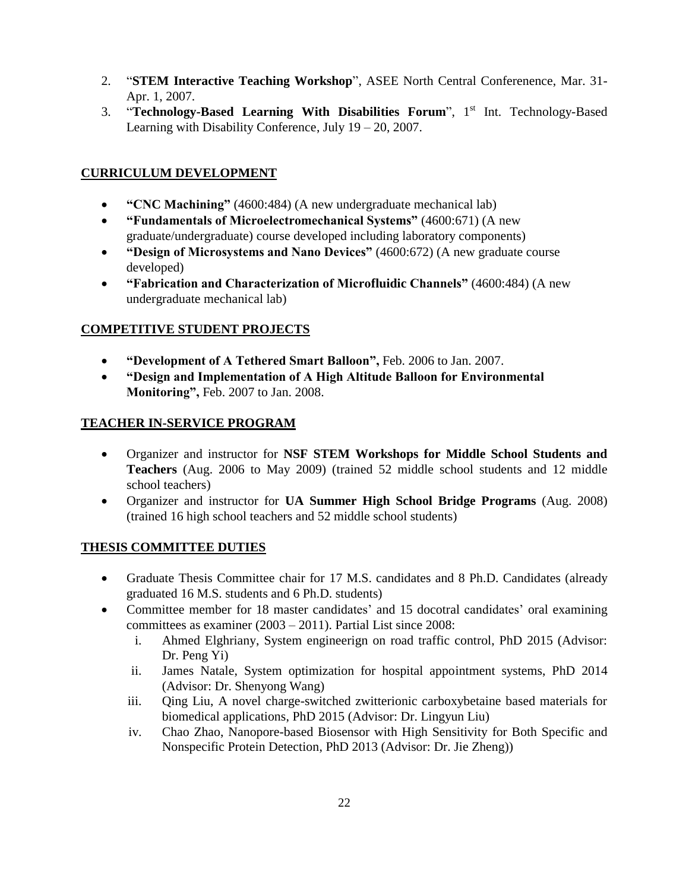2. "**STEM Interactive Teaching Workshop**", ASEE North Central Conferenence, Mar. 31-Apr. 1, 2007.
3. "**Technology-Based Learning With Disabilities Forum**", 1st Int. Technology-Based Learning with Disability Conference, July 19 – 20, 2007.

## CURRICULUM DEVELOPMENT

- **"CNC Machining"** (4600:484) (A new undergraduate mechanical lab)
- **"Fundamentals of Microelectromechanical Systems"** (4600:671) (A new graduate/undergraduate) course developed including laboratory components)
- **"Design of Microsystems and Nano Devices"** (4600:672) (A new graduate course developed)
- **"Fabrication and Characterization of Microfluidic Channels"** (4600:484) (A new undergraduate mechanical lab)

## COMPETITIVE STUDENT PROJECTS

- **"Development of A Tethered Smart Balloon",** Feb. 2006 to Jan. 2007.
- **"Design and Implementation of A High Altitude Balloon for Environmental Monitoring",** Feb. 2007 to Jan. 2008.

## TEACHER IN-SERVICE PROGRAM

- Organizer and instructor for **NSF STEM Workshops for Middle School Students and Teachers** (Aug. 2006 to May 2009) (trained 52 middle school students and 12 middle school teachers)
- Organizer and instructor for **UA Summer High School Bridge Programs** (Aug. 2008) (trained 16 high school teachers and 52 middle school students)

## THESIS COMMITTEE DUTIES

- Graduate Thesis Committee chair for 17 M.S. candidates and 8 Ph.D. Candidates (already graduated 16 M.S. students and 6 Ph.D. students)
- Committee member for 18 master candidates' and 15 docotral candidates' oral examining committees as examiner (2003 – 2011). Partial List since 2008:
  - i. Ahmed Elghriany, System engineerign on road traffic control, PhD 2015 (Advisor: Dr. Peng Yi)
  - ii. James Natale, System optimization for hospital appointment systems, PhD 2014 (Advisor: Dr. Shenyong Wang)
  - iii. Qing Liu, A novel charge-switched zwitterionic carboxybetaine based materials for biomedical applications, PhD 2015 (Advisor: Dr. Lingyun Liu)
  - iv. Chao Zhao, Nanopore-based Biosensor with High Sensitivity for Both Specific and Nonspecific Protein Detection, PhD 2013 (Advisor: Dr. Jie Zheng))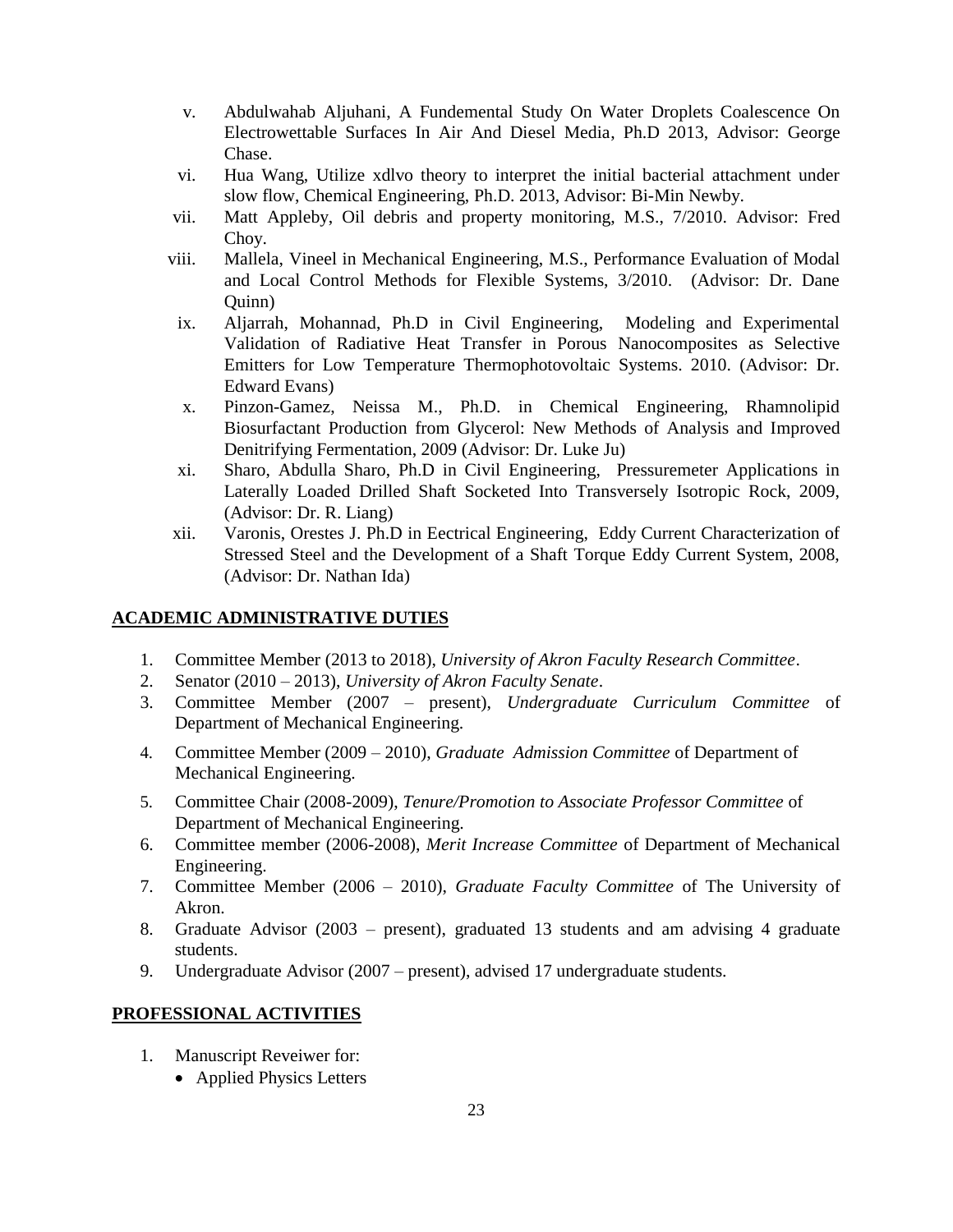v. Abdulwahab Aljuhani, A Fundemental Study On Water Droplets Coalescence On Electrowettable Surfaces In Air And Diesel Media, Ph.D 2013, Advisor: George Chase.
vi. Hua Wang, Utilize xdlvo theory to interpret the initial bacterial attachment under slow flow, Chemical Engineering, Ph.D. 2013, Advisor: Bi-Min Newby.
vii. Matt Appleby, Oil debris and property monitoring, M.S., 7/2010. Advisor: Fred Choy.
viii. Mallela, Vineel in Mechanical Engineering, M.S., Performance Evaluation of Modal and Local Control Methods for Flexible Systems, 3/2010. (Advisor: Dr. Dane Quinn)
ix. Aljarrah, Mohannad, Ph.D in Civil Engineering, Modeling and Experimental Validation of Radiative Heat Transfer in Porous Nanocomposites as Selective Emitters for Low Temperature Thermophotovoltaic Systems. 2010. (Advisor: Dr. Edward Evans)
x. Pinzon-Gamez, Neissa M., Ph.D. in Chemical Engineering, Rhamnolipid Biosurfactant Production from Glycerol: New Methods of Analysis and Improved Denitrifying Fermentation, 2009 (Advisor: Dr. Luke Ju)
xi. Sharo, Abdulla Sharo, Ph.D in Civil Engineering, Pressuremeter Applications in Laterally Loaded Drilled Shaft Socketed Into Transversely Isotropic Rock, 2009, (Advisor: Dr. R. Liang)
xii. Varonis, Orestes J. Ph.D in Eectrical Engineering, Eddy Current Characterization of Stressed Steel and the Development of a Shaft Torque Eddy Current System, 2008, (Advisor: Dr. Nathan Ida)

## ACADEMIC ADMINISTRATIVE DUTIES

1. Committee Member (2013 to 2018), *University of Akron Faculty Research Committee*.
2. Senator (2010 – 2013), *University of Akron Faculty Senate*.
3. Committee Member (2007 – present), *Undergraduate Curriculum Committee* of Department of Mechanical Engineering.
4. Committee Member (2009 – 2010), *Graduate Admission Committee* of Department of Mechanical Engineering.
5. Committee Chair (2008-2009), *Tenure/Promotion to Associate Professor Committee* of Department of Mechanical Engineering.
6. Committee member (2006-2008), *Merit Increase Committee* of Department of Mechanical Engineering.
7. Committee Member (2006 – 2010), *Graduate Faculty Committee* of The University of Akron.
8. Graduate Advisor (2003 – present), graduated 13 students and am advising 4 graduate students.
9. Undergraduate Advisor (2007 – present), advised 17 undergraduate students.

## PROFESSIONAL ACTIVITIES

1. Manuscript Reveiwer for:
   - Applied Physics Letters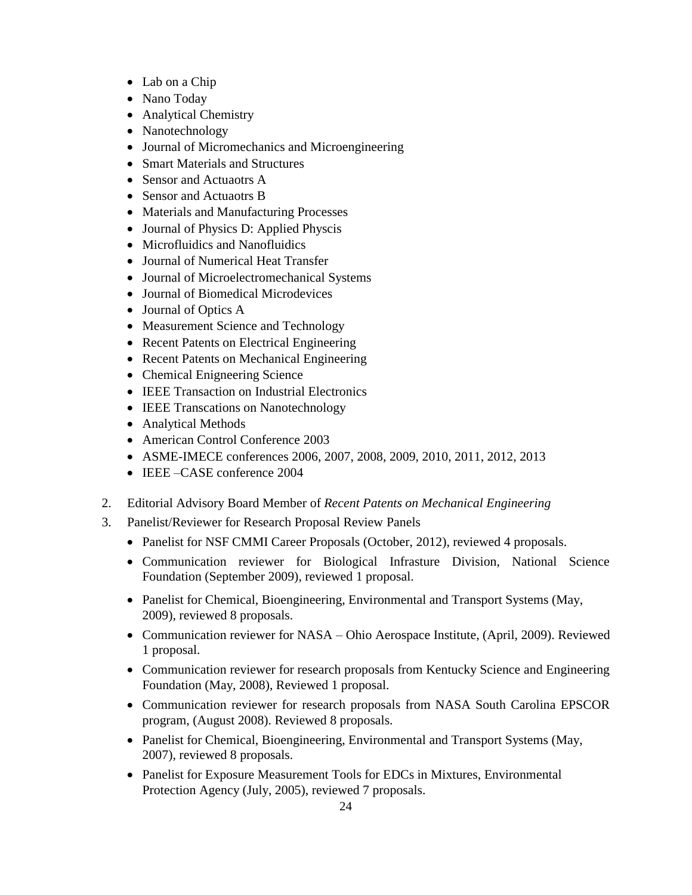- Lab on a Chip
- Nano Today
- Analytical Chemistry
- Nanotechnology
- Journal of Micromechanics and Microengineering
- Smart Materials and Structures
- Sensor and Actuaotrs A
- Sensor and Actuaotrs B
- Materials and Manufacturing Processes
- Journal of Physics D: Applied Physcis
- Microfluidics and Nanofluidics
- Journal of Numerical Heat Transfer
- Journal of Microelectromechanical Systems
- Journal of Biomedical Microdevices
- Journal of Optics A
- Measurement Science and Technology
- Recent Patents on Electrical Engineering
- Recent Patents on Mechanical Engineering
- Chemical Enigneering Science
- IEEE Transaction on Industrial Electronics
- IEEE Transcations on Nanotechnology
- Analytical Methods
- American Control Conference 2003
- ASME-IMECE conferences 2006, 2007, 2008, 2009, 2010, 2011, 2012, 2013
- IEEE –CASE conference 2004

2. Editorial Advisory Board Member of *Recent Patents on Mechanical Engineering*
3. Panelist/Reviewer for Research Proposal Review Panels
   - Panelist for NSF CMMI Career Proposals (October, 2012), reviewed 4 proposals.
   - Communication reviewer for Biological Infrasture Division, National Science Foundation (September 2009), reviewed 1 proposal.
   - Panelist for Chemical, Bioengineering, Environmental and Transport Systems (May, 2009), reviewed 8 proposals.
   - Communication reviewer for NASA – Ohio Aerospace Institute, (April, 2009). Reviewed 1 proposal.
   - Communication reviewer for research proposals from Kentucky Science and Engineering Foundation (May, 2008), Reviewed 1 proposal.
   - Communication reviewer for research proposals from NASA South Carolina EPSCOR program, (August 2008). Reviewed 8 proposals.
   - Panelist for Chemical, Bioengineering, Environmental and Transport Systems (May, 2007), reviewed 8 proposals.
   - Panelist for Exposure Measurement Tools for EDCs in Mixtures, Environmental Protection Agency (July, 2005), reviewed 7 proposals.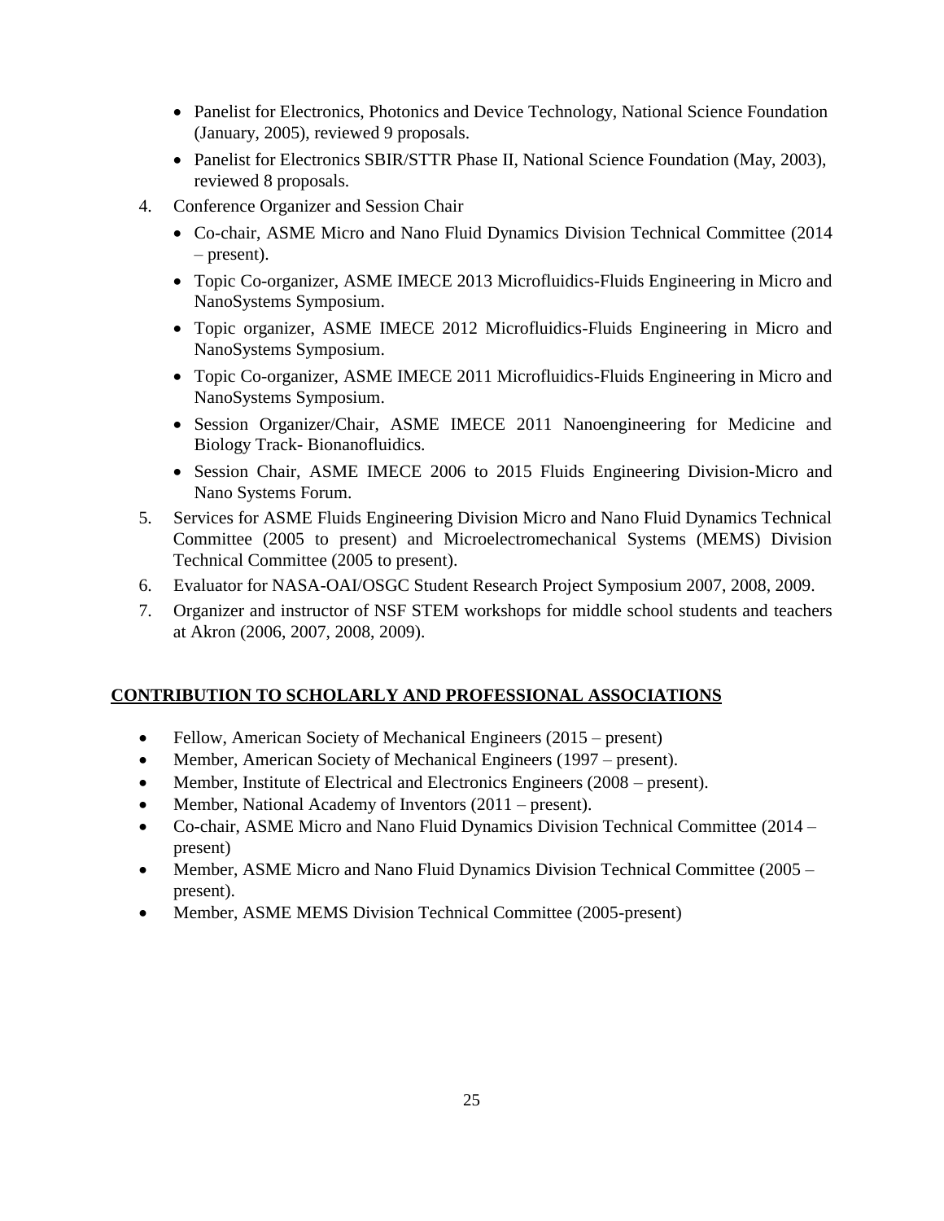- Panelist for Electronics, Photonics and Device Technology, National Science Foundation (January, 2005), reviewed 9 proposals.
- Panelist for Electronics SBIR/STTR Phase II, National Science Foundation (May, 2003), reviewed 8 proposals.

4. Conference Organizer and Session Chair
    - Co-chair, ASME Micro and Nano Fluid Dynamics Division Technical Committee (2014 – present).
    - Topic Co-organizer, ASME IMECE 2013 Microfluidics-Fluids Engineering in Micro and NanoSystems Symposium.
    - Topic organizer, ASME IMECE 2012 Microfluidics-Fluids Engineering in Micro and NanoSystems Symposium.
    - Topic Co-organizer, ASME IMECE 2011 Microfluidics-Fluids Engineering in Micro and NanoSystems Symposium.
    - Session Organizer/Chair, ASME IMECE 2011 Nanoengineering for Medicine and Biology Track- Bionanofluidics.
    - Session Chair, ASME IMECE 2006 to 2015 Fluids Engineering Division-Micro and Nano Systems Forum.
5. Services for ASME Fluids Engineering Division Micro and Nano Fluid Dynamics Technical Committee (2005 to present) and Microelectromechanical Systems (MEMS) Division Technical Committee (2005 to present).
6. Evaluator for NASA-OAI/OSGC Student Research Project Symposium 2007, 2008, 2009.
7. Organizer and instructor of NSF STEM workshops for middle school students and teachers at Akron (2006, 2007, 2008, 2009).

## CONTRIBUTION TO SCHOLARLY AND PROFESSIONAL ASSOCIATIONS

- Fellow, American Society of Mechanical Engineers (2015 – present)
- Member, American Society of Mechanical Engineers (1997 – present).
- Member, Institute of Electrical and Electronics Engineers (2008 – present).
- Member, National Academy of Inventors (2011 – present).
- Co-chair, ASME Micro and Nano Fluid Dynamics Division Technical Committee (2014 – present)
- Member, ASME Micro and Nano Fluid Dynamics Division Technical Committee (2005 – present).
- Member, ASME MEMS Division Technical Committee (2005-present)